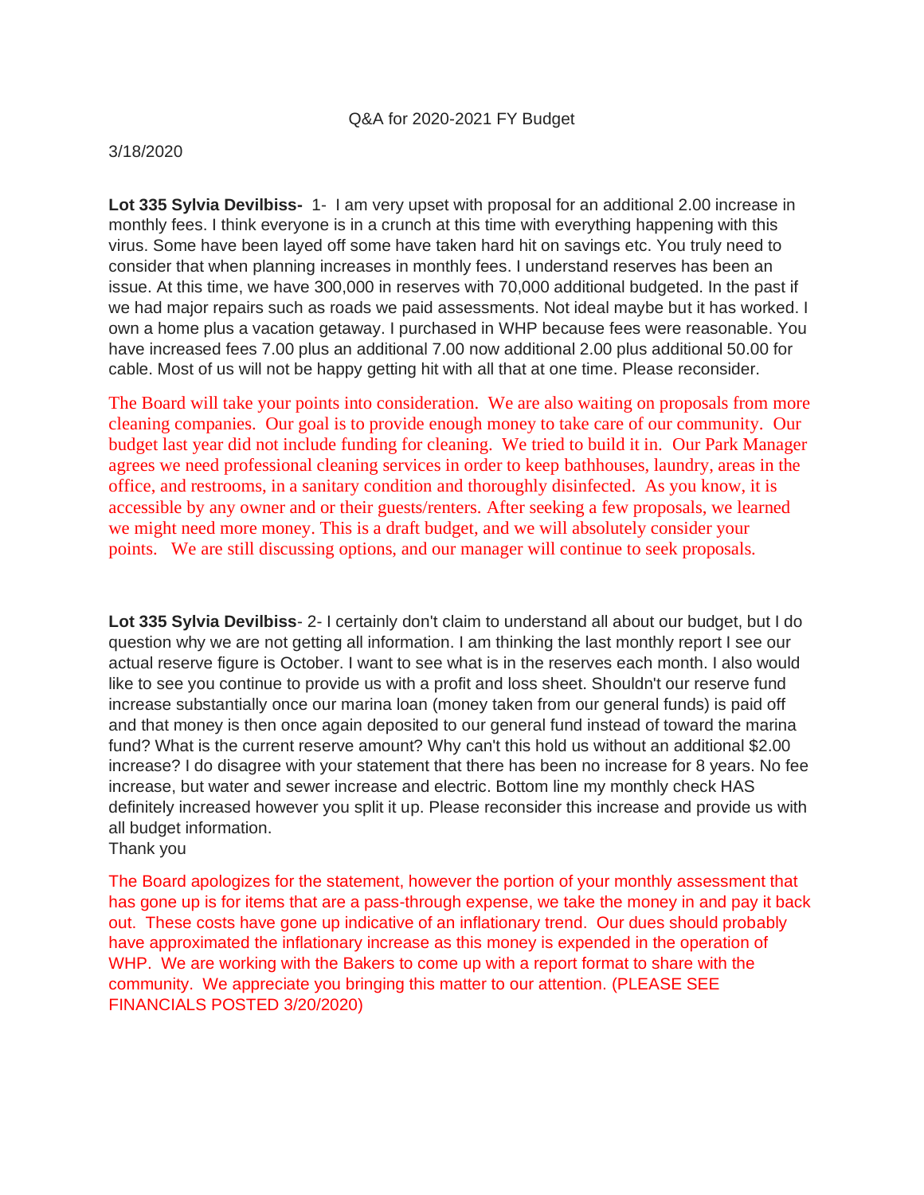# Q&A for 2020-2021 FY Budget

3/18/2020

**Lot 335 Sylvia Devilbiss-** 1- I am very upset with proposal for an additional 2.00 increase in monthly fees. I think everyone is in a crunch at this time with everything happening with this virus. Some have been layed off some have taken hard hit on savings etc. You truly need to consider that when planning increases in monthly fees. I understand reserves has been an issue. At this time, we have 300,000 in reserves with 70,000 additional budgeted. In the past if we had major repairs such as roads we paid assessments. Not ideal maybe but it has worked. I own a home plus a vacation getaway. I purchased in WHP because fees were reasonable. You have increased fees 7.00 plus an additional 7.00 now additional 2.00 plus additional 50.00 for cable. Most of us will not be happy getting hit with all that at one time. Please reconsider.

The Board will take your points into consideration. We are also waiting on proposals from more cleaning companies. Our goal is to provide enough money to take care of our community. Our budget last year did not include funding for cleaning. We tried to build it in. Our Park Manager agrees we need professional cleaning services in order to keep bathhouses, laundry, areas in the office, and restrooms, in a sanitary condition and thoroughly disinfected. As you know, it is accessible by any owner and or their guests/renters. After seeking a few proposals, we learned we might need more money. This is a draft budget, and we will absolutely consider your points. We are still discussing options, and our manager will continue to seek proposals.

**Lot 335 Sylvia Devilbiss**- 2- I certainly don't claim to understand all about our budget, but I do question why we are not getting all information. I am thinking the last monthly report I see our actual reserve figure is October. I want to see what is in the reserves each month. I also would like to see you continue to provide us with a profit and loss sheet. Shouldn't our reserve fund increase substantially once our marina loan (money taken from our general funds) is paid off and that money is then once again deposited to our general fund instead of toward the marina fund? What is the current reserve amount? Why can't this hold us without an additional $2.00 increase? I do disagree with your statement that there has been no increase for 8 years. No fee increase, but water and sewer increase and electric. Bottom line my monthly check HAS definitely increased however you split it up. Please reconsider this increase and provide us with all budget information.
Thank you

The Board apologizes for the statement, however the portion of your monthly assessment that has gone up is for items that are a pass-through expense, we take the money in and pay it back out. These costs have gone up indicative of an inflationary trend. Our dues should probably have approximated the inflationary increase as this money is expended in the operation of WHP. We are working with the Bakers to come up with a report format to share with the community. We appreciate you bringing this matter to our attention. (PLEASE SEE FINANCIALS POSTED 3/20/2020)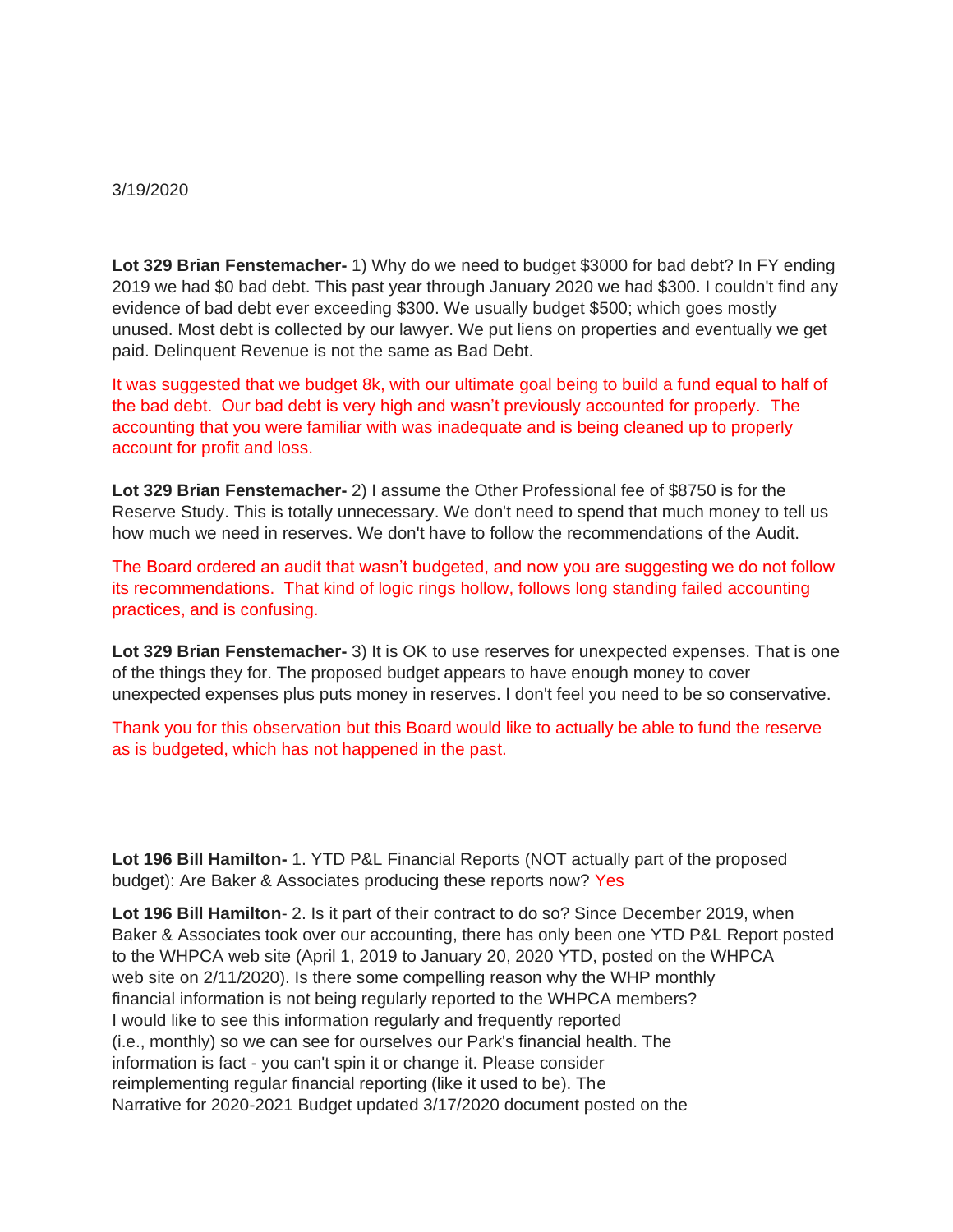3/19/2020

**Lot 329 Brian Fenstemacher-** 1) Why do we need to budget $3000 for bad debt? In FY ending 2019 we had $0 bad debt. This past year through January 2020 we had $300. I couldn't find any evidence of bad debt ever exceeding $300. We usually budget $500; which goes mostly unused. Most debt is collected by our lawyer. We put liens on properties and eventually we get paid. Delinquent Revenue is not the same as Bad Debt.

It was suggested that we budget 8k, with our ultimate goal being to build a fund equal to half of the bad debt. Our bad debt is very high and wasn't previously accounted for properly. The accounting that you were familiar with was inadequate and is being cleaned up to properly account for profit and loss.

**Lot 329 Brian Fenstemacher-** 2) I assume the Other Professional fee of $8750 is for the Reserve Study. This is totally unnecessary. We don't need to spend that much money to tell us how much we need in reserves. We don't have to follow the recommendations of the Audit.

The Board ordered an audit that wasn't budgeted, and now you are suggesting we do not follow its recommendations. That kind of logic rings hollow, follows long standing failed accounting practices, and is confusing.

**Lot 329 Brian Fenstemacher-** 3) It is OK to use reserves for unexpected expenses. That is one of the things they for. The proposed budget appears to have enough money to cover unexpected expenses plus puts money in reserves. I don't feel you need to be so conservative.

Thank you for this observation but this Board would like to actually be able to fund the reserve as is budgeted, which has not happened in the past.

**Lot 196 Bill Hamilton-** 1. YTD P&L Financial Reports (NOT actually part of the proposed budget): Are Baker & Associates producing these reports now? Yes

**Lot 196 Bill Hamilton**- 2. Is it part of their contract to do so? Since December 2019, when Baker & Associates took over our accounting, there has only been one YTD P&L Report posted to the WHPCA web site (April 1, 2019 to January 20, 2020 YTD, posted on the WHPCA web site on 2/11/2020). Is there some compelling reason why the WHP monthly financial information is not being regularly reported to the WHPCA members? I would like to see this information regularly and frequently reported (i.e., monthly) so we can see for ourselves our Park's financial health. The information is fact - you can't spin it or change it. Please consider reimplementing regular financial reporting (like it used to be). The Narrative for 2020-2021 Budget updated 3/17/2020 document posted on the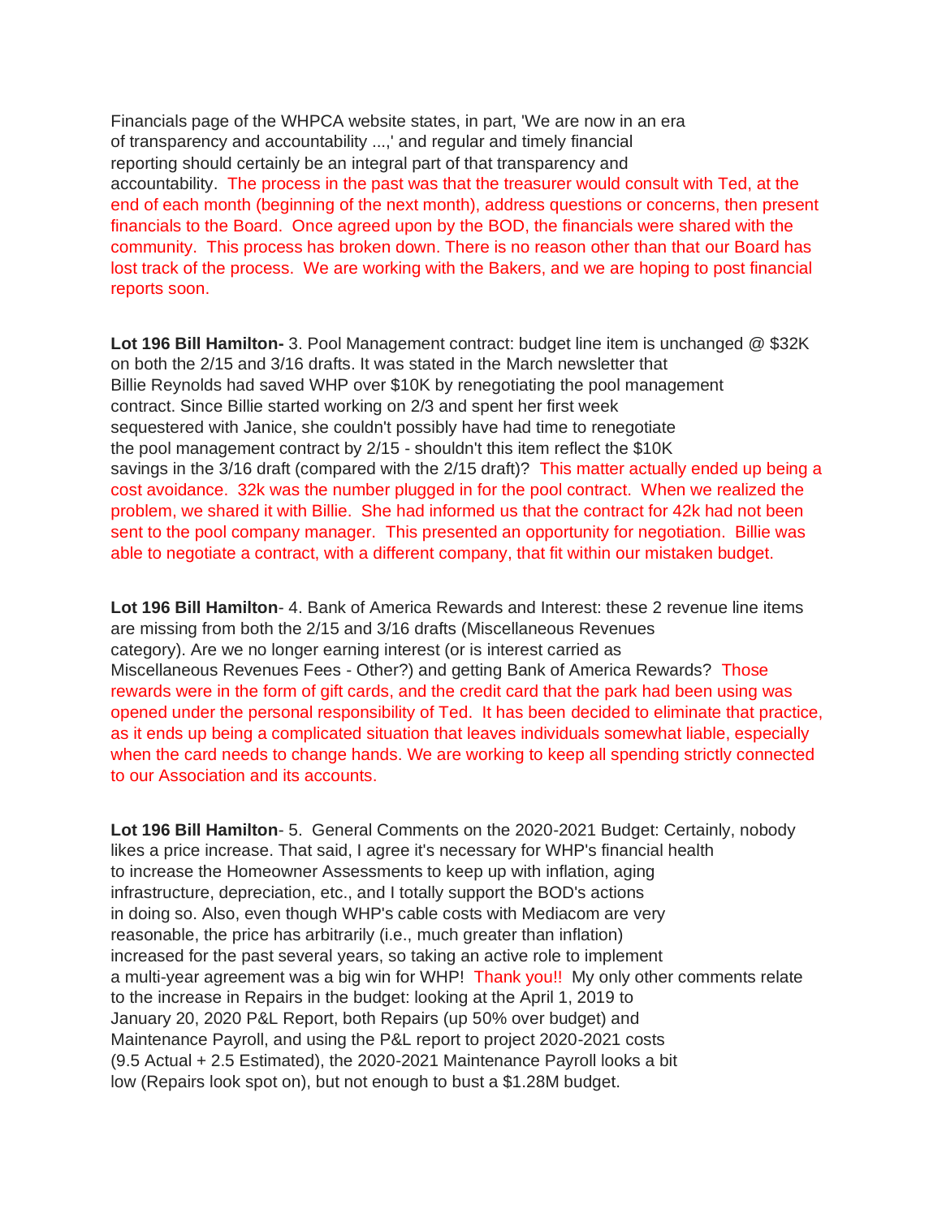Financials page of the WHPCA website states, in part, 'We are now in an era of transparency and accountability ...,' and regular and timely financial reporting should certainly be an integral part of that transparency and accountability. The process in the past was that the treasurer would consult with Ted, at the end of each month (beginning of the next month), address questions or concerns, then present financials to the Board. Once agreed upon by the BOD, the financials were shared with the community. This process has broken down. There is no reason other than that our Board has lost track of the process. We are working with the Bakers, and we are hoping to post financial reports soon.

**Lot 196 Bill Hamilton-** 3. Pool Management contract: budget line item is unchanged @ $32K on both the 2/15 and 3/16 drafts. It was stated in the March newsletter that Billie Reynolds had saved WHP over $10K by renegotiating the pool management contract. Since Billie started working on 2/3 and spent her first week sequestered with Janice, she couldn't possibly have had time to renegotiate the pool management contract by 2/15 - shouldn't this item reflect the $10K savings in the 3/16 draft (compared with the 2/15 draft)? This matter actually ended up being a cost avoidance. 32k was the number plugged in for the pool contract. When we realized the problem, we shared it with Billie. She had informed us that the contract for 42k had not been sent to the pool company manager. This presented an opportunity for negotiation. Billie was able to negotiate a contract, with a different company, that fit within our mistaken budget.

**Lot 196 Bill Hamilton**- 4. Bank of America Rewards and Interest: these 2 revenue line items are missing from both the 2/15 and 3/16 drafts (Miscellaneous Revenues category). Are we no longer earning interest (or is interest carried as Miscellaneous Revenues Fees - Other?) and getting Bank of America Rewards? Those rewards were in the form of gift cards, and the credit card that the park had been using was opened under the personal responsibility of Ted. It has been decided to eliminate that practice, as it ends up being a complicated situation that leaves individuals somewhat liable, especially when the card needs to change hands. We are working to keep all spending strictly connected to our Association and its accounts.

**Lot 196 Bill Hamilton**- 5. General Comments on the 2020-2021 Budget: Certainly, nobody likes a price increase. That said, I agree it's necessary for WHP's financial health to increase the Homeowner Assessments to keep up with inflation, aging infrastructure, depreciation, etc., and I totally support the BOD's actions in doing so. Also, even though WHP's cable costs with Mediacom are very reasonable, the price has arbitrarily (i.e., much greater than inflation) increased for the past several years, so taking an active role to implement a multi-year agreement was a big win for WHP! Thank you!! My only other comments relate to the increase in Repairs in the budget: looking at the April 1, 2019 to January 20, 2020 P&L Report, both Repairs (up 50% over budget) and Maintenance Payroll, and using the P&L report to project 2020-2021 costs (9.5 Actual + 2.5 Estimated), the 2020-2021 Maintenance Payroll looks a bit low (Repairs look spot on), but not enough to bust a $1.28M budget.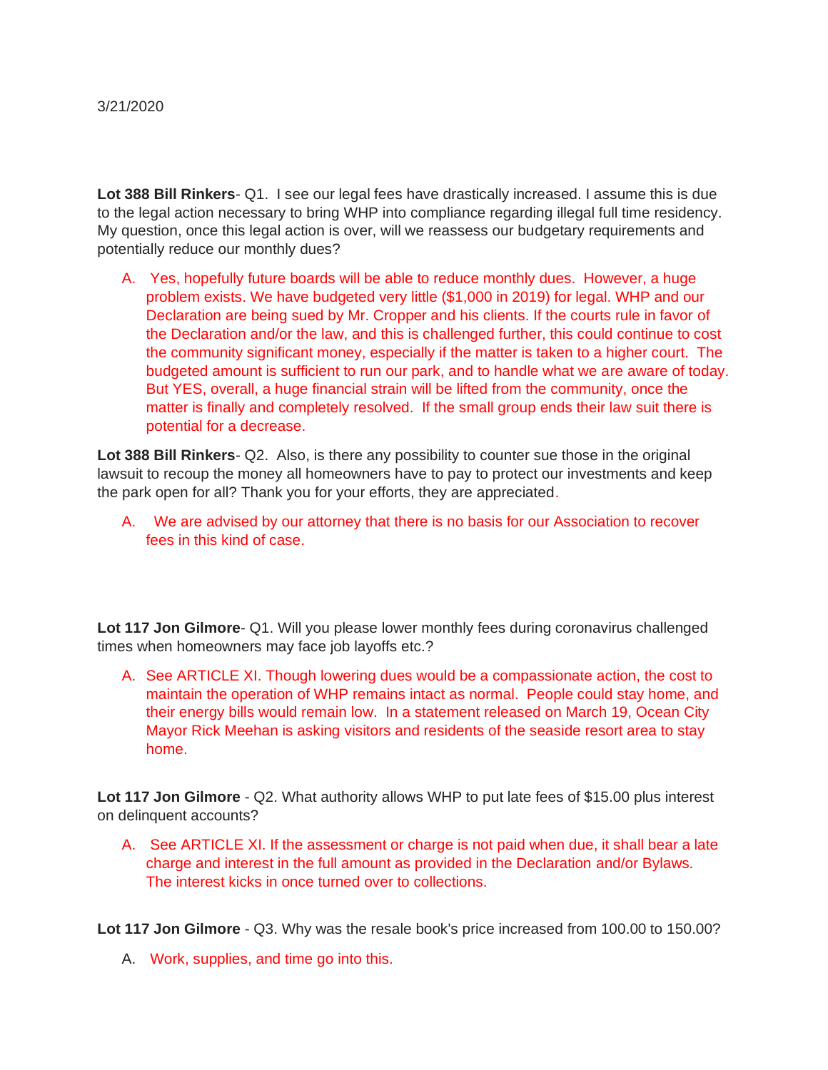3/21/2020

**Lot 388 Bill Rinkers**- Q1. I see our legal fees have drastically increased. I assume this is due to the legal action necessary to bring WHP into compliance regarding illegal full time residency. My question, once this legal action is over, will we reassess our budgetary requirements and potentially reduce our monthly dues?

A. Yes, hopefully future boards will be able to reduce monthly dues. However, a huge problem exists. We have budgeted very little ($1,000 in 2019) for legal. WHP and our Declaration are being sued by Mr. Cropper and his clients. If the courts rule in favor of the Declaration and/or the law, and this is challenged further, this could continue to cost the community significant money, especially if the matter is taken to a higher court. The budgeted amount is sufficient to run our park, and to handle what we are aware of today. But YES, overall, a huge financial strain will be lifted from the community, once the matter is finally and completely resolved. If the small group ends their law suit there is potential for a decrease.

**Lot 388 Bill Rinkers**- Q2. Also, is there any possibility to counter sue those in the original lawsuit to recoup the money all homeowners have to pay to protect our investments and keep the park open for all? Thank you for your efforts, they are appreciated.

A. We are advised by our attorney that there is no basis for our Association to recover fees in this kind of case.

**Lot 117 Jon Gilmore**- Q1. Will you please lower monthly fees during coronavirus challenged times when homeowners may face job layoffs etc.?

A. See ARTICLE XI. Though lowering dues would be a compassionate action, the cost to maintain the operation of WHP remains intact as normal. People could stay home, and their energy bills would remain low. In a statement released on March 19, Ocean City Mayor Rick Meehan is asking visitors and residents of the seaside resort area to stay home.

**Lot 117 Jon Gilmore** - Q2. What authority allows WHP to put late fees of $15.00 plus interest on delinquent accounts?

A. See ARTICLE XI. If the assessment or charge is not paid when due, it shall bear a late charge and interest in the full amount as provided in the Declaration and/or Bylaws. The interest kicks in once turned over to collections.

**Lot 117 Jon Gilmore** - Q3. Why was the resale book's price increased from 100.00 to 150.00?

A. Work, supplies, and time go into this.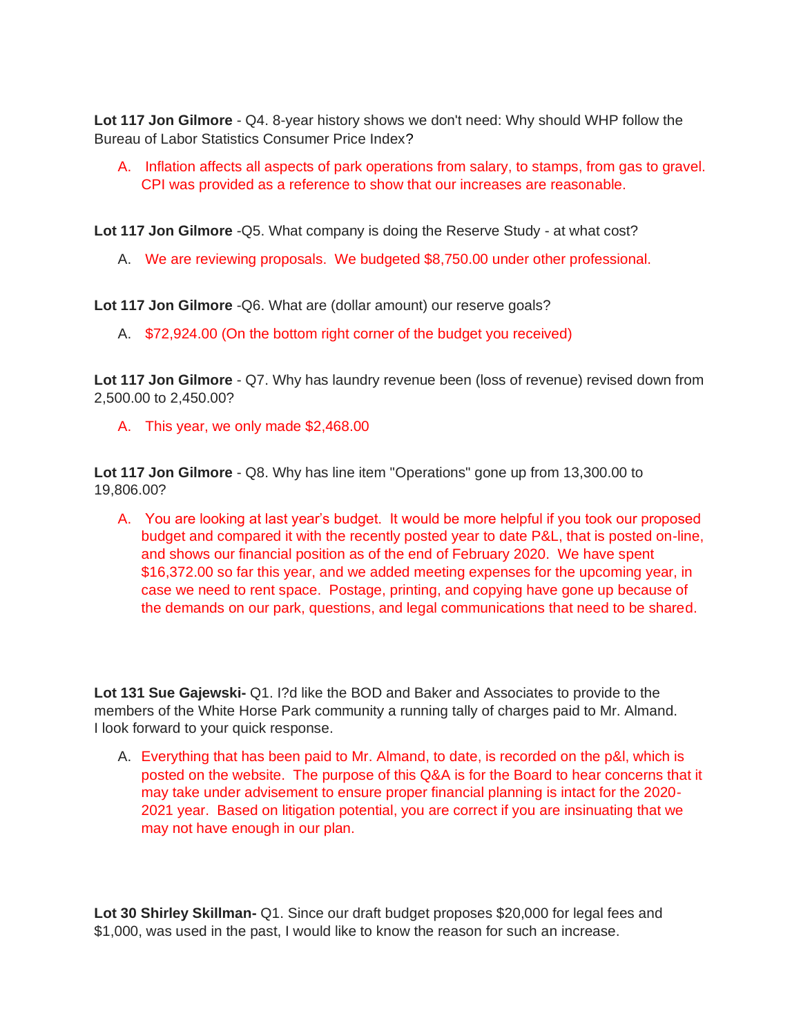**Lot 117 Jon Gilmore** - Q4. 8-year history shows we don't need: Why should WHP follow the Bureau of Labor Statistics Consumer Price Index?

A. Inflation affects all aspects of park operations from salary, to stamps, from gas to gravel. CPI was provided as a reference to show that our increases are reasonable.

**Lot 117 Jon Gilmore** -Q5. What company is doing the Reserve Study - at what cost?

A. We are reviewing proposals. We budgeted $8,750.00 under other professional.

**Lot 117 Jon Gilmore** -Q6. What are (dollar amount) our reserve goals?

A. $72,924.00 (On the bottom right corner of the budget you received)

**Lot 117 Jon Gilmore** - Q7. Why has laundry revenue been (loss of revenue) revised down from 2,500.00 to 2,450.00?

A. This year, we only made $2,468.00

**Lot 117 Jon Gilmore** - Q8. Why has line item "Operations" gone up from 13,300.00 to 19,806.00?

A. You are looking at last year's budget. It would be more helpful if you took our proposed budget and compared it with the recently posted year to date P&L, that is posted on-line, and shows our financial position as of the end of February 2020. We have spent $16,372.00 so far this year, and we added meeting expenses for the upcoming year, in case we need to rent space. Postage, printing, and copying have gone up because of the demands on our park, questions, and legal communications that need to be shared.

**Lot 131 Sue Gajewski-** Q1. I?d like the BOD and Baker and Associates to provide to the members of the White Horse Park community a running tally of charges paid to Mr. Almand. I look forward to your quick response.

A. Everything that has been paid to Mr. Almand, to date, is recorded on the p&l, which is posted on the website. The purpose of this Q&A is for the Board to hear concerns that it may take under advisement to ensure proper financial planning is intact for the 2020-2021 year. Based on litigation potential, you are correct if you are insinuating that we may not have enough in our plan.

**Lot 30 Shirley Skillman-** Q1. Since our draft budget proposes $20,000 for legal fees and $1,000, was used in the past, I would like to know the reason for such an increase.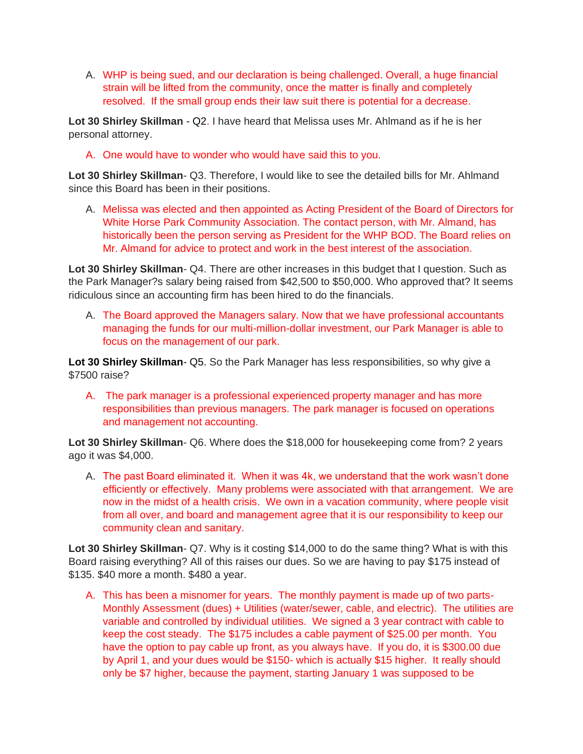A. WHP is being sued, and our declaration is being challenged. Overall, a huge financial strain will be lifted from the community, once the matter is finally and completely resolved. If the small group ends their law suit there is potential for a decrease.

**Lot 30 Shirley Skillman** - Q2. I have heard that Melissa uses Mr. Ahlmand as if he is her personal attorney.

A. One would have to wonder who would have said this to you.

**Lot 30 Shirley Skillman**- Q3. Therefore, I would like to see the detailed bills for Mr. Ahlmand since this Board has been in their positions.

A. Melissa was elected and then appointed as Acting President of the Board of Directors for White Horse Park Community Association. The contact person, with Mr. Almand, has historically been the person serving as President for the WHP BOD. The Board relies on Mr. Almand for advice to protect and work in the best interest of the association.

**Lot 30 Shirley Skillman**- Q4. There are other increases in this budget that I question. Such as the Park Manager?s salary being raised from $42,500 to $50,000. Who approved that? It seems ridiculous since an accounting firm has been hired to do the financials.

A. The Board approved the Managers salary. Now that we have professional accountants managing the funds for our multi-million-dollar investment, our Park Manager is able to focus on the management of our park.

**Lot 30 Shirley Skillman**- Q5. So the Park Manager has less responsibilities, so why give a $7500 raise?

A. The park manager is a professional experienced property manager and has more responsibilities than previous managers. The park manager is focused on operations and management not accounting.

**Lot 30 Shirley Skillman**- Q6. Where does the $18,000 for housekeeping come from? 2 years ago it was $4,000.

A. The past Board eliminated it. When it was 4k, we understand that the work wasn't done efficiently or effectively. Many problems were associated with that arrangement. We are now in the midst of a health crisis. We own in a vacation community, where people visit from all over, and board and management agree that it is our responsibility to keep our community clean and sanitary.

**Lot 30 Shirley Skillman**- Q7. Why is it costing $14,000 to do the same thing? What is with this Board raising everything? All of this raises our dues. So we are having to pay $175 instead of $135. $40 more a month. $480 a year.

A. This has been a misnomer for years. The monthly payment is made up of two parts- Monthly Assessment (dues) + Utilities (water/sewer, cable, and electric). The utilities are variable and controlled by individual utilities. We signed a 3 year contract with cable to keep the cost steady. The $175 includes a cable payment of $25.00 per month. You have the option to pay cable up front, as you always have. If you do, it is $300.00 due by April 1, and your dues would be $150- which is actually $15 higher. It really should only be $7 higher, because the payment, starting January 1 was supposed to be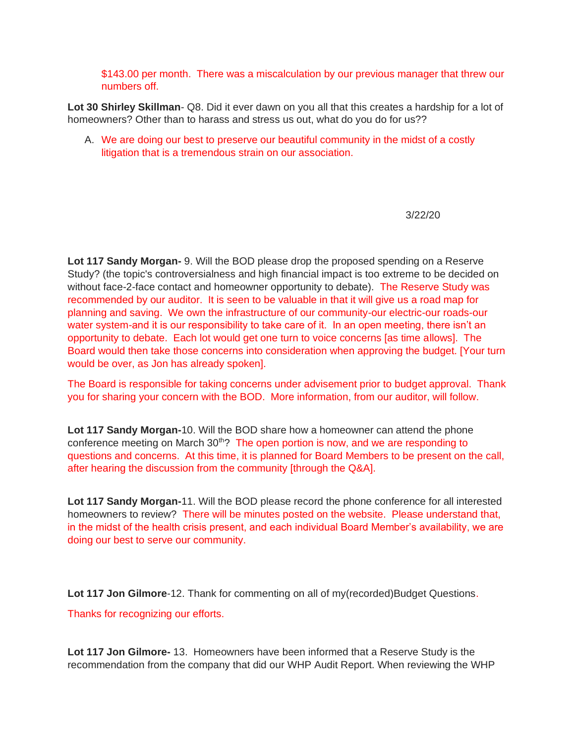$143.00 per month. There was a miscalculation by our previous manager that threw our numbers off.

**Lot 30 Shirley Skillman**- Q8. Did it ever dawn on you all that this creates a hardship for a lot of homeowners? Other than to harass and stress us out, what do you do for us??

A. We are doing our best to preserve our beautiful community in the midst of a costly litigation that is a tremendous strain on our association.

3/22/20

**Lot 117 Sandy Morgan-** 9. Will the BOD please drop the proposed spending on a Reserve Study? (the topic's controversialness and high financial impact is too extreme to be decided on without face-2-face contact and homeowner opportunity to debate). The Reserve Study was recommended by our auditor. It is seen to be valuable in that it will give us a road map for planning and saving. We own the infrastructure of our community-our electric-our roads-our water system-and it is our responsibility to take care of it. In an open meeting, there isn't an opportunity to debate. Each lot would get one turn to voice concerns [as time allows]. The Board would then take those concerns into consideration when approving the budget. [Your turn would be over, as Jon has already spoken].

The Board is responsible for taking concerns under advisement prior to budget approval. Thank you for sharing your concern with the BOD. More information, from our auditor, will follow.

**Lot 117 Sandy Morgan-**10. Will the BOD share how a homeowner can attend the phone conference meeting on March 30th? The open portion is now, and we are responding to questions and concerns. At this time, it is planned for Board Members to be present on the call, after hearing the discussion from the community [through the Q&A].

**Lot 117 Sandy Morgan-**11. Will the BOD please record the phone conference for all interested homeowners to review? There will be minutes posted on the website. Please understand that, in the midst of the health crisis present, and each individual Board Member's availability, we are doing our best to serve our community.

**Lot 117 Jon Gilmore**-12. Thank for commenting on all of my(recorded)Budget Questions.

Thanks for recognizing our efforts.

**Lot 117 Jon Gilmore-** 13. Homeowners have been informed that a Reserve Study is the recommendation from the company that did our WHP Audit Report. When reviewing the WHP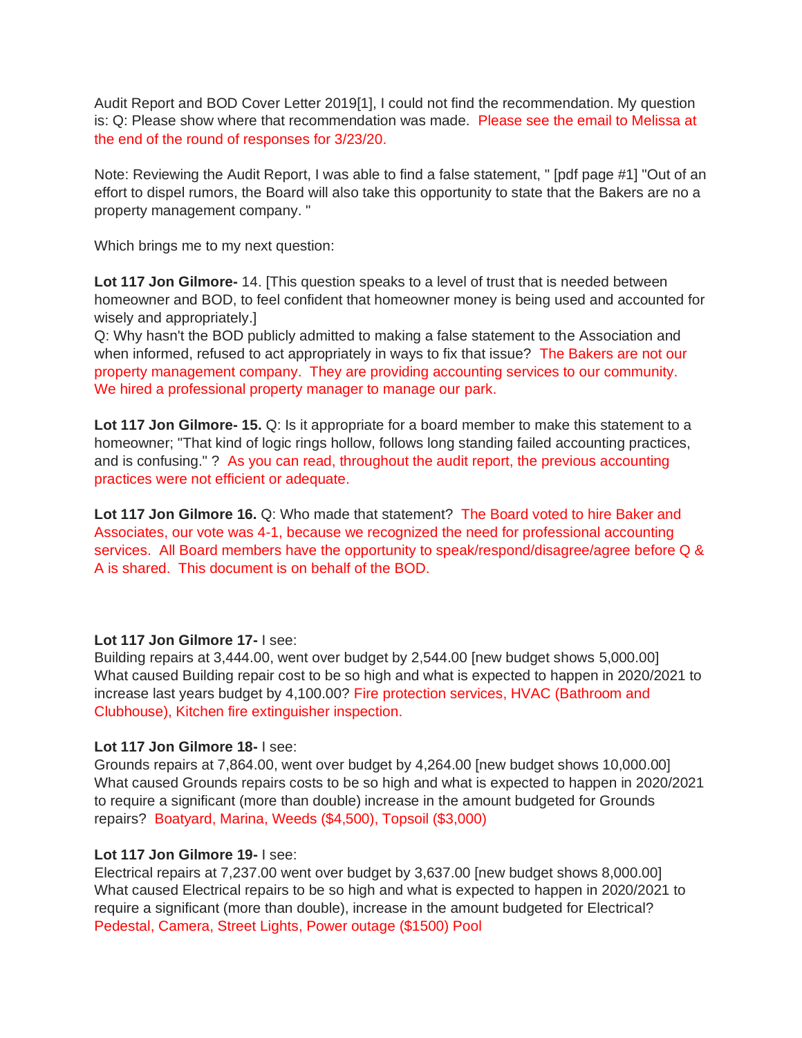Audit Report and BOD Cover Letter 2019[1], I could not find the recommendation. My question is: Q: Please show where that recommendation was made. Please see the email to Melissa at the end of the round of responses for 3/23/20.

Note: Reviewing the Audit Report, I was able to find a false statement, " [pdf page #1] "Out of an effort to dispel rumors, the Board will also take this opportunity to state that the Bakers are no a property management company. "

Which brings me to my next question:

**Lot 117 Jon Gilmore-** 14. [This question speaks to a level of trust that is needed between homeowner and BOD, to feel confident that homeowner money is being used and accounted for wisely and appropriately.]
Q: Why hasn't the BOD publicly admitted to making a false statement to the Association and when informed, refused to act appropriately in ways to fix that issue? The Bakers are not our property management company. They are providing accounting services to our community. We hired a professional property manager to manage our park.

**Lot 117 Jon Gilmore- 15.** Q: Is it appropriate for a board member to make this statement to a homeowner; "That kind of logic rings hollow, follows long standing failed accounting practices, and is confusing." ? As you can read, throughout the audit report, the previous accounting practices were not efficient or adequate.

**Lot 117 Jon Gilmore 16.** Q: Who made that statement? The Board voted to hire Baker and Associates, our vote was 4-1, because we recognized the need for professional accounting services. All Board members have the opportunity to speak/respond/disagree/agree before Q & A is shared. This document is on behalf of the BOD.

**Lot 117 Jon Gilmore 17-** I see:
Building repairs at 3,444.00, went over budget by 2,544.00 [new budget shows 5,000.00]
What caused Building repair cost to be so high and what is expected to happen in 2020/2021 to increase last years budget by 4,100.00? Fire protection services, HVAC (Bathroom and Clubhouse), Kitchen fire extinguisher inspection.

**Lot 117 Jon Gilmore 18-** I see:
Grounds repairs at 7,864.00, went over budget by 4,264.00 [new budget shows 10,000.00]
What caused Grounds repairs costs to be so high and what is expected to happen in 2020/2021 to require a significant (more than double) increase in the amount budgeted for Grounds repairs? Boatyard, Marina, Weeds ($4,500), Topsoil ($3,000)

**Lot 117 Jon Gilmore 19-** I see:
Electrical repairs at 7,237.00 went over budget by 3,637.00 [new budget shows 8,000.00]
What caused Electrical repairs to be so high and what is expected to happen in 2020/2021 to require a significant (more than double), increase in the amount budgeted for Electrical? Pedestal, Camera, Street Lights, Power outage ($1500) Pool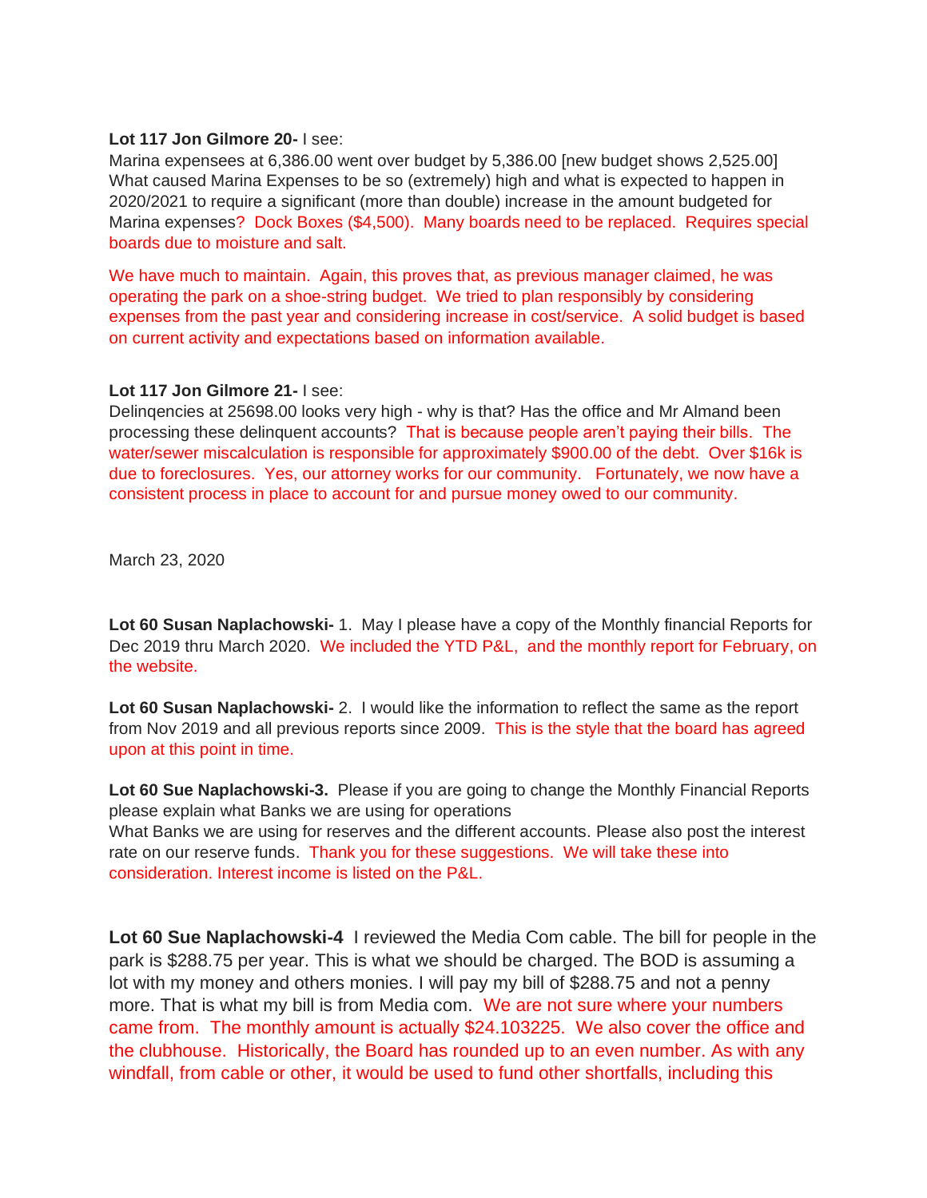**Lot 117 Jon Gilmore 20-** I see:
Marina expensees at 6,386.00 went over budget by 5,386.00 [new budget shows 2,525.00] What caused Marina Expenses to be so (extremely) high and what is expected to happen in 2020/2021 to require a significant (more than double) increase in the amount budgeted for Marina expenses? Dock Boxes ($4,500). Many boards need to be replaced. Requires special boards due to moisture and salt.

We have much to maintain. Again, this proves that, as previous manager claimed, he was operating the park on a shoe-string budget. We tried to plan responsibly by considering expenses from the past year and considering increase in cost/service. A solid budget is based on current activity and expectations based on information available.

**Lot 117 Jon Gilmore 21-** I see:
Delinqencies at 25698.00 looks very high - why is that? Has the office and Mr Almand been processing these delinquent accounts? That is because people aren't paying their bills. The water/sewer miscalculation is responsible for approximately $900.00 of the debt. Over $16k is due to foreclosures. Yes, our attorney works for our community. Fortunately, we now have a consistent process in place to account for and pursue money owed to our community.

March 23, 2020

**Lot 60 Susan Naplachowski-** 1. May I please have a copy of the Monthly financial Reports for Dec 2019 thru March 2020. We included the YTD P&L, and the monthly report for February, on the website.

**Lot 60 Susan Naplachowski-** 2. I would like the information to reflect the same as the report from Nov 2019 and all previous reports since 2009. This is the style that the board has agreed upon at this point in time.

**Lot 60 Sue Naplachowski-3.** Please if you are going to change the Monthly Financial Reports please explain what Banks we are using for operations
What Banks we are using for reserves and the different accounts. Please also post the interest rate on our reserve funds. Thank you for these suggestions. We will take these into consideration. Interest income is listed on the P&L.

**Lot 60 Sue Naplachowski-4** I reviewed the Media Com cable. The bill for people in the park is $288.75 per year. This is what we should be charged. The BOD is assuming a lot with my money and others monies. I will pay my bill of $288.75 and not a penny more. That is what my bill is from Media com. We are not sure where your numbers came from. The monthly amount is actually $24.103225. We also cover the office and the clubhouse. Historically, the Board has rounded up to an even number. As with any windfall, from cable or other, it would be used to fund other shortfalls, including this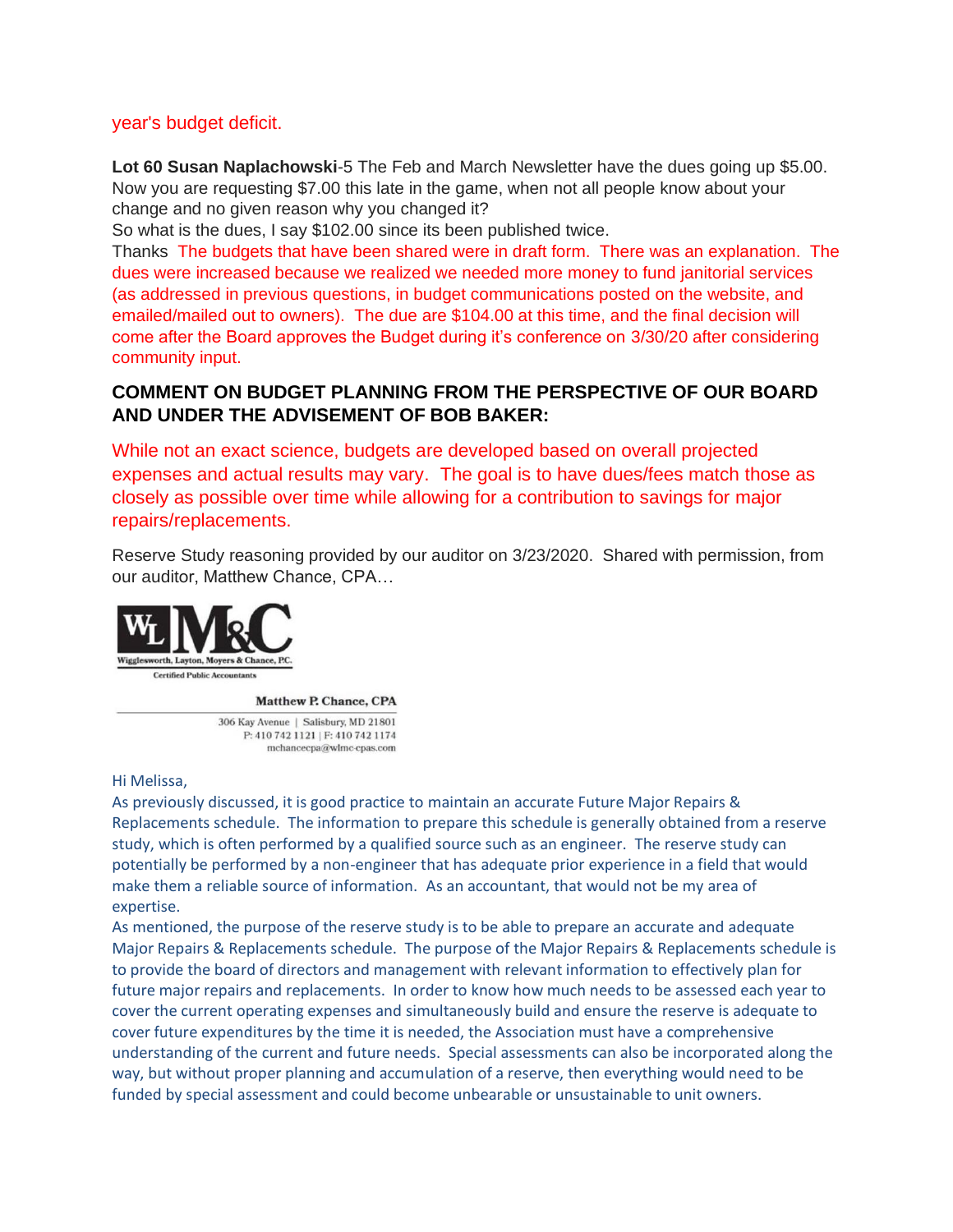year's budget deficit.

**Lot 60 Susan Naplachowski**-5 The Feb and March Newsletter have the dues going up $5.00. Now you are requesting $7.00 this late in the game, when not all people know about your change and no given reason why you changed it?
So what is the dues, I say $102.00 since its been published twice.
Thanks  The budgets that have been shared were in draft form.  There was an explanation.  The dues were increased because we realized we needed more money to fund janitorial services (as addressed in previous questions, in budget communications posted on the website, and emailed/mailed out to owners).  The due are $104.00 at this time, and the final decision will come after the Board approves the Budget during it's conference on 3/30/20 after considering community input.

**COMMENT ON BUDGET PLANNING FROM THE PERSPECTIVE OF OUR BOARD AND UNDER THE ADVISEMENT OF BOB BAKER:**

While not an exact science, budgets are developed based on overall projected expenses and actual results may vary.  The goal is to have dues/fees match those as closely as possible over time while allowing for a contribution to savings for major repairs/replacements.

Reserve Study reasoning provided by our auditor on 3/23/2020.  Shared with permission, from our auditor, Matthew Chance, CPA…

WLM&C
Wigglesworth, Layton, Moyers & Chance, P.C.
Certified Public Accountants

Matthew P. Chance, CPA
306 Kay Avenue | Salisbury, MD 21801
P: 410 742 1121 | F: 410 742 1174
mchancecpa@wlmc-cpas.com

Hi Melissa,
As previously discussed, it is good practice to maintain an accurate Future Major Repairs & Replacements schedule.  The information to prepare this schedule is generally obtained from a reserve study, which is often performed by a qualified source such as an engineer.  The reserve study can potentially be performed by a non-engineer that has adequate prior experience in a field that would make them a reliable source of information.  As an accountant, that would not be my area of expertise.
As mentioned, the purpose of the reserve study is to be able to prepare an accurate and adequate Major Repairs & Replacements schedule.  The purpose of the Major Repairs & Replacements schedule is to provide the board of directors and management with relevant information to effectively plan for future major repairs and replacements.  In order to know how much needs to be assessed each year to cover the current operating expenses and simultaneously build and ensure the reserve is adequate to cover future expenditures by the time it is needed, the Association must have a comprehensive understanding of the current and future needs.  Special assessments can also be incorporated along the way, but without proper planning and accumulation of a reserve, then everything would need to be funded by special assessment and could become unbearable or unsustainable to unit owners.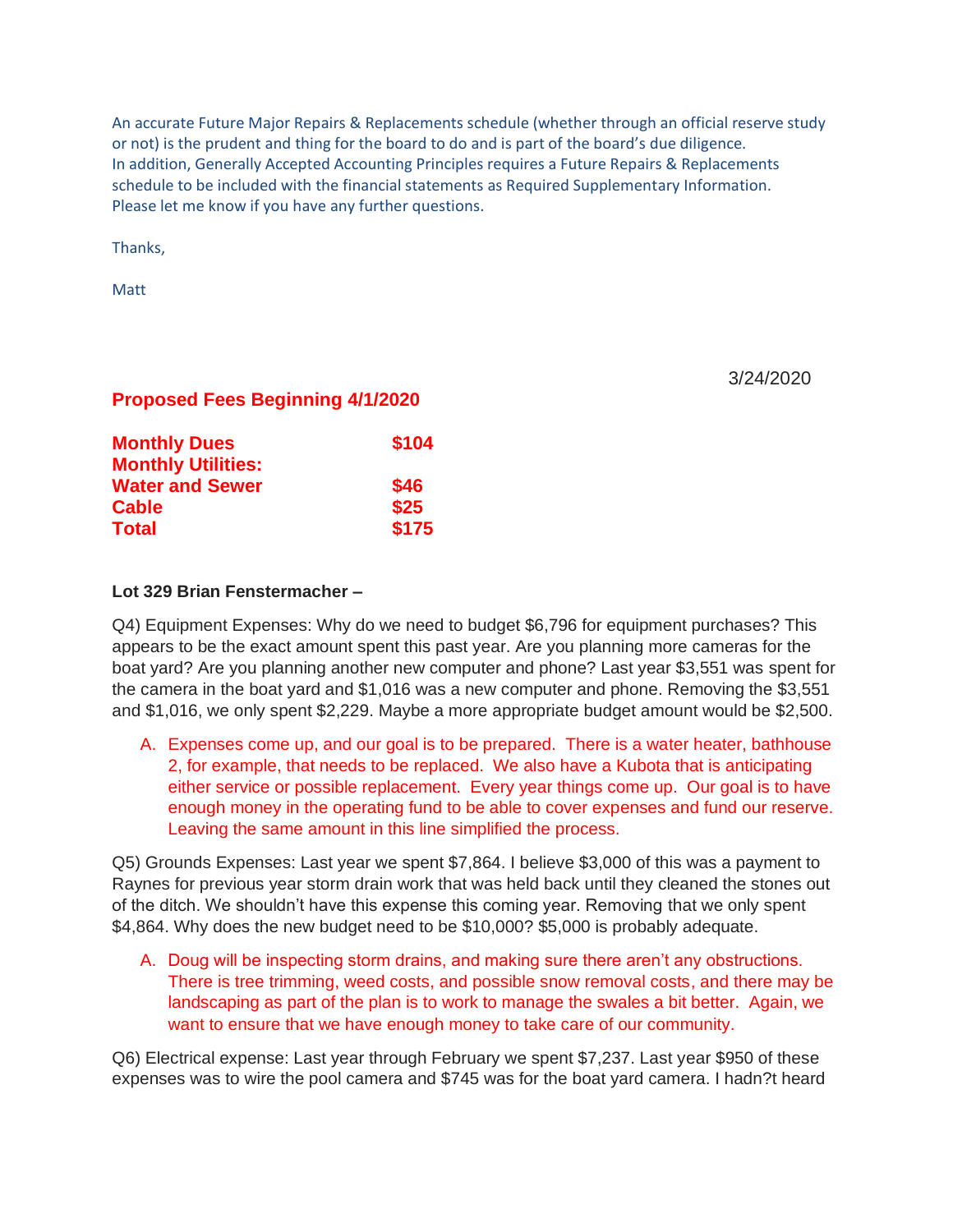An accurate Future Major Repairs & Replacements schedule (whether through an official reserve study or not) is the prudent and thing for the board to do and is part of the board's due diligence.
In addition, Generally Accepted Accounting Principles requires a Future Repairs & Replacements schedule to be included with the financial statements as Required Supplementary Information.
Please let me know if you have any further questions.

Thanks,

Matt

3/24/2020

**Proposed Fees Beginning 4/1/2020**

| | |
|---|---|
| **Monthly Dues** | **$104** |
| **Monthly Utilities:** | |
| **Water and Sewer** | **$46** |
| **Cable** | **$25** |
| **Total** | **$175** |

**Lot 329 Brian Fenstermacher –**

Q4) Equipment Expenses: Why do we need to budget $6,796 for equipment purchases? This appears to be the exact amount spent this past year. Are you planning more cameras for the boat yard? Are you planning another new computer and phone? Last year $3,551 was spent for the camera in the boat yard and $1,016 was a new computer and phone. Removing the $3,551 and $1,016, we only spent $2,229. Maybe a more appropriate budget amount would be $2,500.

A. Expenses come up, and our goal is to be prepared. There is a water heater, bathhouse 2, for example, that needs to be replaced. We also have a Kubota that is anticipating either service or possible replacement. Every year things come up. Our goal is to have enough money in the operating fund to be able to cover expenses and fund our reserve. Leaving the same amount in this line simplified the process.

Q5) Grounds Expenses: Last year we spent $7,864. I believe $3,000 of this was a payment to Raynes for previous year storm drain work that was held back until they cleaned the stones out of the ditch. We shouldn't have this expense this coming year. Removing that we only spent $4,864. Why does the new budget need to be $10,000? $5,000 is probably adequate.

A. Doug will be inspecting storm drains, and making sure there aren't any obstructions. There is tree trimming, weed costs, and possible snow removal costs, and there may be landscaping as part of the plan is to work to manage the swales a bit better. Again, we want to ensure that we have enough money to take care of our community.

Q6) Electrical expense: Last year through February we spent $7,237. Last year $950 of these expenses was to wire the pool camera and $745 was for the boat yard camera. I hadn?t heard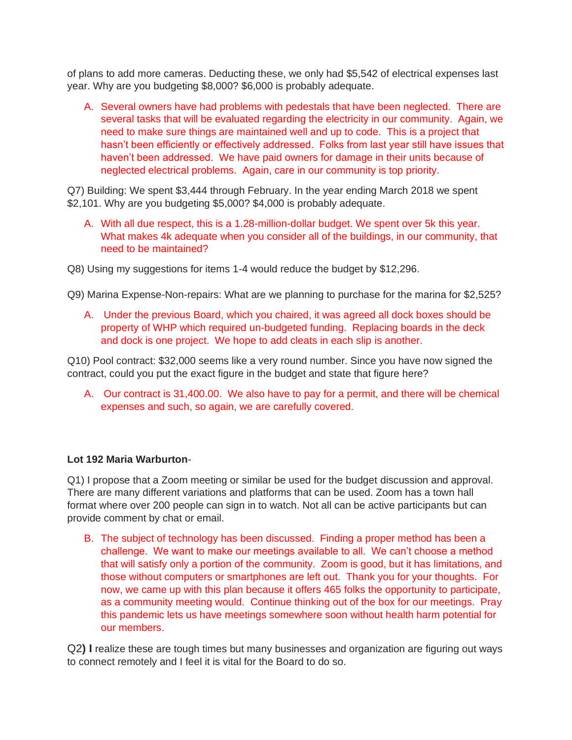of plans to add more cameras. Deducting these, we only had $5,542 of electrical expenses last year. Why are you budgeting $8,000? $6,000 is probably adequate.

A. Several owners have had problems with pedestals that have been neglected. There are several tasks that will be evaluated regarding the electricity in our community. Again, we need to make sure things are maintained well and up to code. This is a project that hasn't been efficiently or effectively addressed. Folks from last year still have issues that haven't been addressed. We have paid owners for damage in their units because of neglected electrical problems. Again, care in our community is top priority.

Q7) Building: We spent $3,444 through February. In the year ending March 2018 we spent $2,101. Why are you budgeting $5,000? $4,000 is probably adequate.

A. With all due respect, this is a 1.28-million-dollar budget. We spent over 5k this year. What makes 4k adequate when you consider all of the buildings, in our community, that need to be maintained?

Q8) Using my suggestions for items 1-4 would reduce the budget by $12,296.

Q9) Marina Expense-Non-repairs: What are we planning to purchase for the marina for $2,525?

A. Under the previous Board, which you chaired, it was agreed all dock boxes should be property of WHP which required un-budgeted funding. Replacing boards in the deck and dock is one project. We hope to add cleats in each slip is another.

Q10) Pool contract: $32,000 seems like a very round number. Since you have now signed the contract, could you put the exact figure in the budget and state that figure here?

A. Our contract is 31,400.00. We also have to pay for a permit, and there will be chemical expenses and such, so again, we are carefully covered.

**Lot 192 Maria Warburton**-

Q1) I propose that a Zoom meeting or similar be used for the budget discussion and approval. There are many different variations and platforms that can be used. Zoom has a town hall format where over 200 people can sign in to watch. Not all can be active participants but can provide comment by chat or email.

B. The subject of technology has been discussed. Finding a proper method has been a challenge. We want to make our meetings available to all. We can't choose a method that will satisfy only a portion of the community. Zoom is good, but it has limitations, and those without computers or smartphones are left out. Thank you for your thoughts. For now, we came up with this plan because it offers 465 folks the opportunity to participate, as a community meeting would. Continue thinking out of the box for our meetings. Pray this pandemic lets us have meetings somewhere soon without health harm potential for our members.

Q2**) I** realize these are tough times but many businesses and organization are figuring out ways to connect remotely and I feel it is vital for the Board to do so.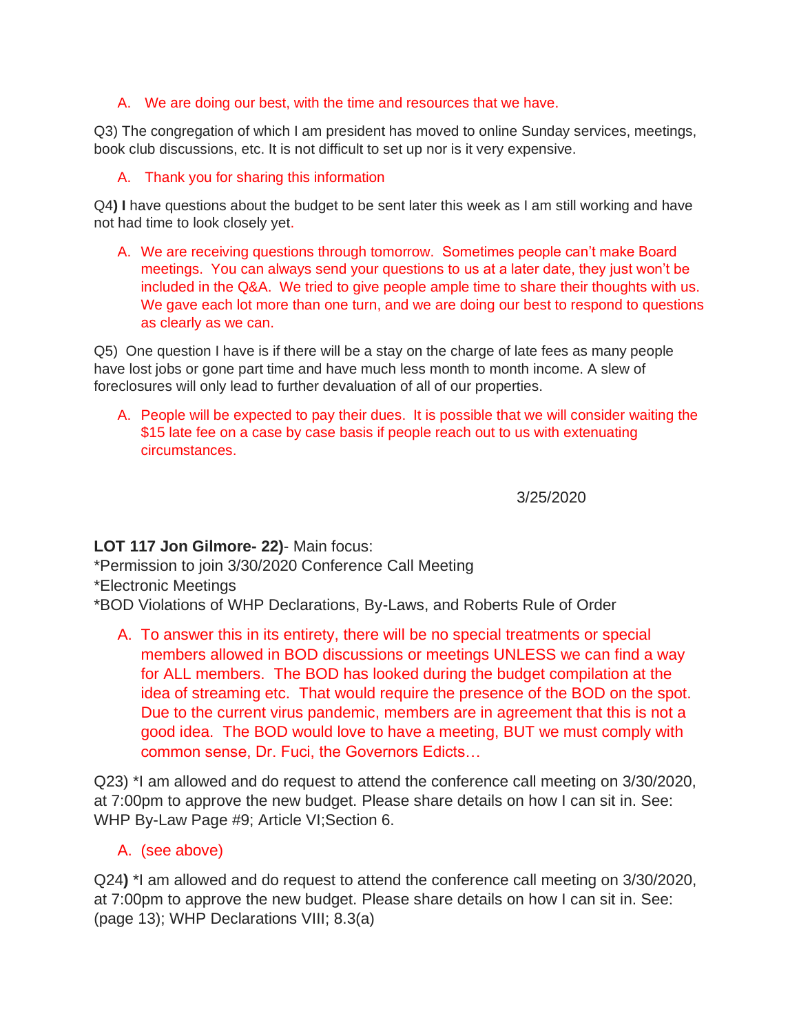A. We are doing our best, with the time and resources that we have.

Q3) The congregation of which I am president has moved to online Sunday services, meetings, book club discussions, etc. It is not difficult to set up nor is it very expensive.

A. Thank you for sharing this information

Q4**) I** have questions about the budget to be sent later this week as I am still working and have not had time to look closely yet.

A. We are receiving questions through tomorrow. Sometimes people can't make Board meetings. You can always send your questions to us at a later date, they just won't be included in the Q&A. We tried to give people ample time to share their thoughts with us. We gave each lot more than one turn, and we are doing our best to respond to questions as clearly as we can.

Q5) One question I have is if there will be a stay on the charge of late fees as many people have lost jobs or gone part time and have much less month to month income. A slew of foreclosures will only lead to further devaluation of all of our properties.

A. People will be expected to pay their dues. It is possible that we will consider waiting the $15 late fee on a case by case basis if people reach out to us with extenuating circumstances.

3/25/2020

**LOT 117 Jon Gilmore- 22)**- Main focus:
*Permission to join 3/30/2020 Conference Call Meeting
*Electronic Meetings
*BOD Violations of WHP Declarations, By-Laws, and Roberts Rule of Order

A. To answer this in its entirety, there will be no special treatments or special members allowed in BOD discussions or meetings UNLESS we can find a way for ALL members. The BOD has looked during the budget compilation at the idea of streaming etc. That would require the presence of the BOD on the spot. Due to the current virus pandemic, members are in agreement that this is not a good idea. The BOD would love to have a meeting, BUT we must comply with common sense, Dr. Fuci, the Governors Edicts…

Q23) *I am allowed and do request to attend the conference call meeting on 3/30/2020, at 7:00pm to approve the new budget. Please share details on how I can sit in. See: WHP By-Law Page #9; Article VI;Section 6.

A. (see above)

Q24**)** *I am allowed and do request to attend the conference call meeting on 3/30/2020, at 7:00pm to approve the new budget. Please share details on how I can sit in. See: (page 13); WHP Declarations VIII; 8.3(a)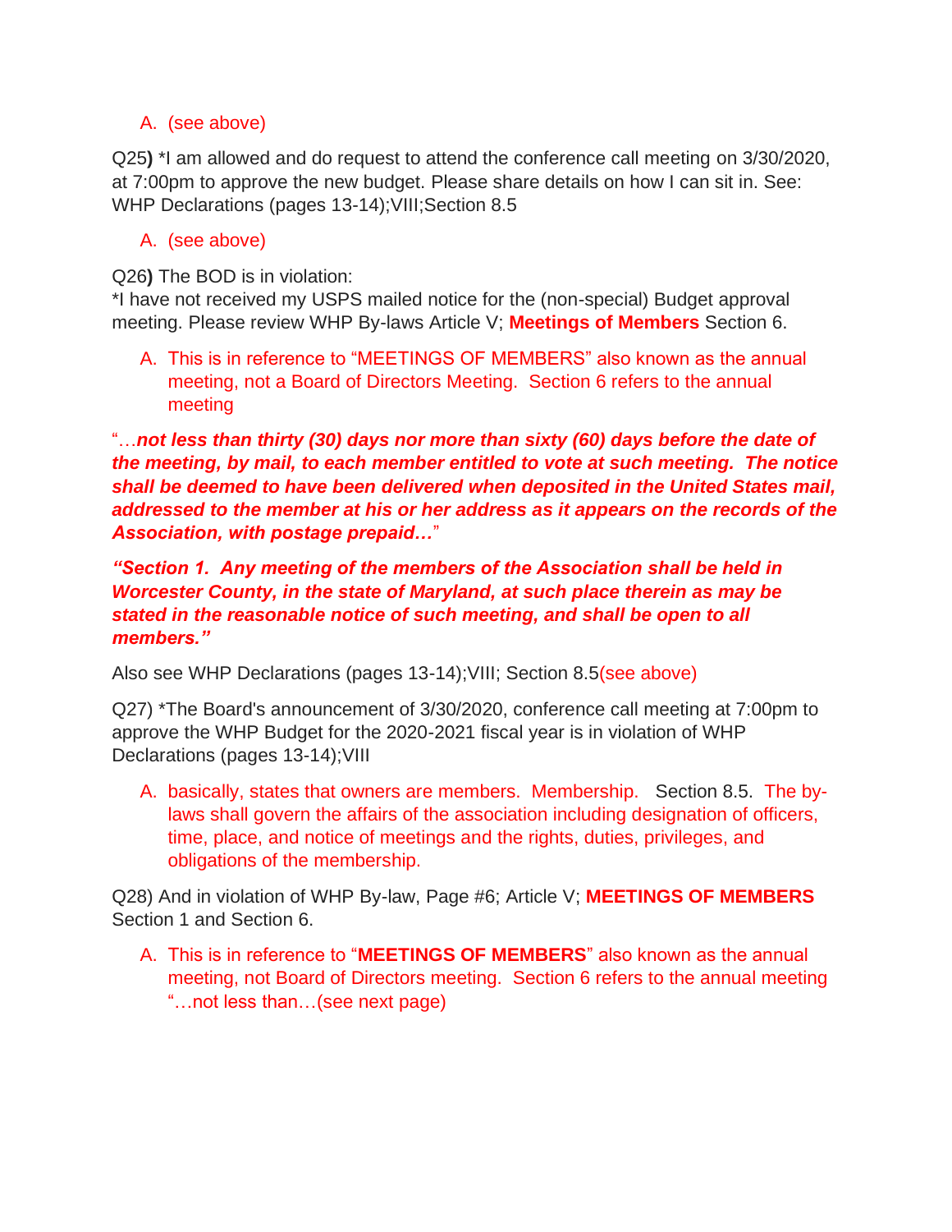A. (see above)

Q25**)** *I am allowed and do request to attend the conference call meeting on 3/30/2020, at 7:00pm to approve the new budget. Please share details on how I can sit in. See: WHP Declarations (pages 13-14);VIII;Section 8.5

A. (see above)

Q26**)** The BOD is in violation:
*I have not received my USPS mailed notice for the (non-special) Budget approval meeting. Please review WHP By-laws Article V; **Meetings of Members** Section 6.

A. This is in reference to "MEETINGS OF MEMBERS" also known as the annual meeting, not a Board of Directors Meeting. Section 6 refers to the annual meeting

"…***not less than thirty (30) days nor more than sixty (60) days before the date of the meeting, by mail, to each member entitled to vote at such meeting. The notice shall be deemed to have been delivered when deposited in the United States mail, addressed to the member at his or her address as it appears on the records of the Association, with postage prepaid…***"

***"Section 1. Any meeting of the members of the Association shall be held in Worcester County, in the state of Maryland, at such place therein as may be stated in the reasonable notice of such meeting, and shall be open to all members."***

Also see WHP Declarations (pages 13-14);VIII; Section 8.5(see above)

Q27) *The Board's announcement of 3/30/2020, conference call meeting at 7:00pm to approve the WHP Budget for the 2020-2021 fiscal year is in violation of WHP Declarations (pages 13-14);VIII

A. basically, states that owners are members. Membership. Section 8.5. The by-laws shall govern the affairs of the association including designation of officers, time, place, and notice of meetings and the rights, duties, privileges, and obligations of the membership.

Q28) And in violation of WHP By-law, Page #6; Article V; **MEETINGS OF MEMBERS** Section 1 and Section 6.

A. This is in reference to "**MEETINGS OF MEMBERS**" also known as the annual meeting, not Board of Directors meeting. Section 6 refers to the annual meeting "…not less than…(see next page)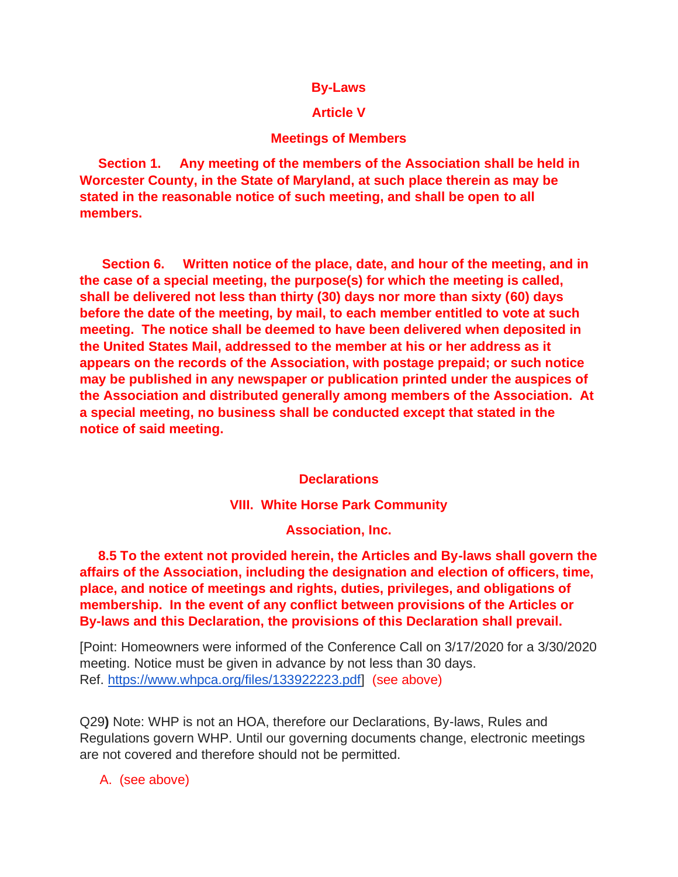**By-Laws**

**Article V**

**Meetings of Members**

**Section 1.** **Any meeting of the members of the Association shall be held in Worcester County, in the State of Maryland, at such place therein as may be stated in the reasonable notice of such meeting, and shall be open to all members.**

**Section 6.** **Written notice of the place, date, and hour of the meeting, and in the case of a special meeting, the purpose(s) for which the meeting is called, shall be delivered not less than thirty (30) days nor more than sixty (60) days before the date of the meeting, by mail, to each member entitled to vote at such meeting. The notice shall be deemed to have been delivered when deposited in the United States Mail, addressed to the member at his or her address as it appears on the records of the Association, with postage prepaid; or such notice may be published in any newspaper or publication printed under the auspices of the Association and distributed generally among members of the Association. At a special meeting, no business shall be conducted except that stated in the notice of said meeting.**

**Declarations**

**VIII. White Horse Park Community Association, Inc.**

**8.5 To the extent not provided herein, the Articles and By-laws shall govern the affairs of the Association, including the designation and election of officers, time, place, and notice of meetings and rights, duties, privileges, and obligations of membership. In the event of any conflict between provisions of the Articles or By-laws and this Declaration, the provisions of this Declaration shall prevail.**

[Point: Homeowners were informed of the Conference Call on 3/17/2020 for a 3/30/2020 meeting. Notice must be given in advance by not less than 30 days. Ref. https://www.whpca.org/files/133922223.pdf] (see above)

Q29**)** Note: WHP is not an HOA, therefore our Declarations, By-laws, Rules and Regulations govern WHP. Until our governing documents change, electronic meetings are not covered and therefore should not be permitted.

A. (see above)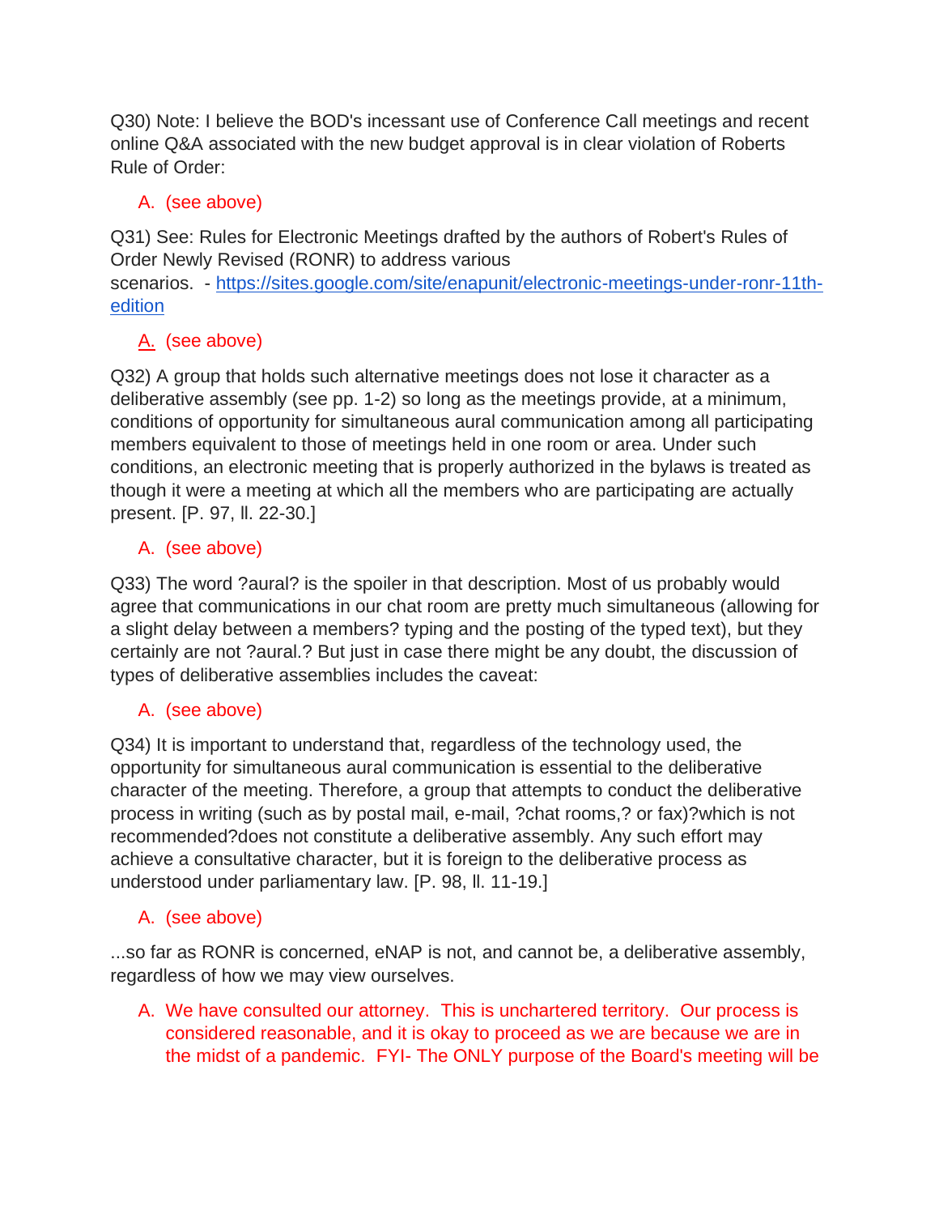Q30) Note: I believe the BOD's incessant use of Conference Call meetings and recent online Q&A associated with the new budget approval is in clear violation of Roberts Rule of Order:

A. (see above)

Q31) See: Rules for Electronic Meetings drafted by the authors of Robert's Rules of Order Newly Revised (RONR) to address various scenarios. - [https://sites.google.com/site/enapunit/electronic-meetings-under-ronr-11th-edition](https://sites.google.com/site/enapunit/electronic-meetings-under-ronr-11th-edition)

A. (see above)

Q32) A group that holds such alternative meetings does not lose it character as a deliberative assembly (see pp. 1-2) so long as the meetings provide, at a minimum, conditions of opportunity for simultaneous aural communication among all participating members equivalent to those of meetings held in one room or area. Under such conditions, an electronic meeting that is properly authorized in the bylaws is treated as though it were a meeting at which all the members who are participating are actually present. [P. 97, ll. 22-30.]

A. (see above)

Q33) The word ?aural? is the spoiler in that description. Most of us probably would agree that communications in our chat room are pretty much simultaneous (allowing for a slight delay between a members? typing and the posting of the typed text), but they certainly are not ?aural.? But just in case there might be any doubt, the discussion of types of deliberative assemblies includes the caveat:

A. (see above)

Q34) It is important to understand that, regardless of the technology used, the opportunity for simultaneous aural communication is essential to the deliberative character of the meeting. Therefore, a group that attempts to conduct the deliberative process in writing (such as by postal mail, e-mail, ?chat rooms,? or fax)?which is not recommended?does not constitute a deliberative assembly. Any such effort may achieve a consultative character, but it is foreign to the deliberative process as understood under parliamentary law. [P. 98, ll. 11-19.]

A. (see above)

...so far as RONR is concerned, eNAP is not, and cannot be, a deliberative assembly, regardless of how we may view ourselves.

A. We have consulted our attorney. This is unchartered territory. Our process is considered reasonable, and it is okay to proceed as we are because we are in the midst of a pandemic. FYI- The ONLY purpose of the Board's meeting will be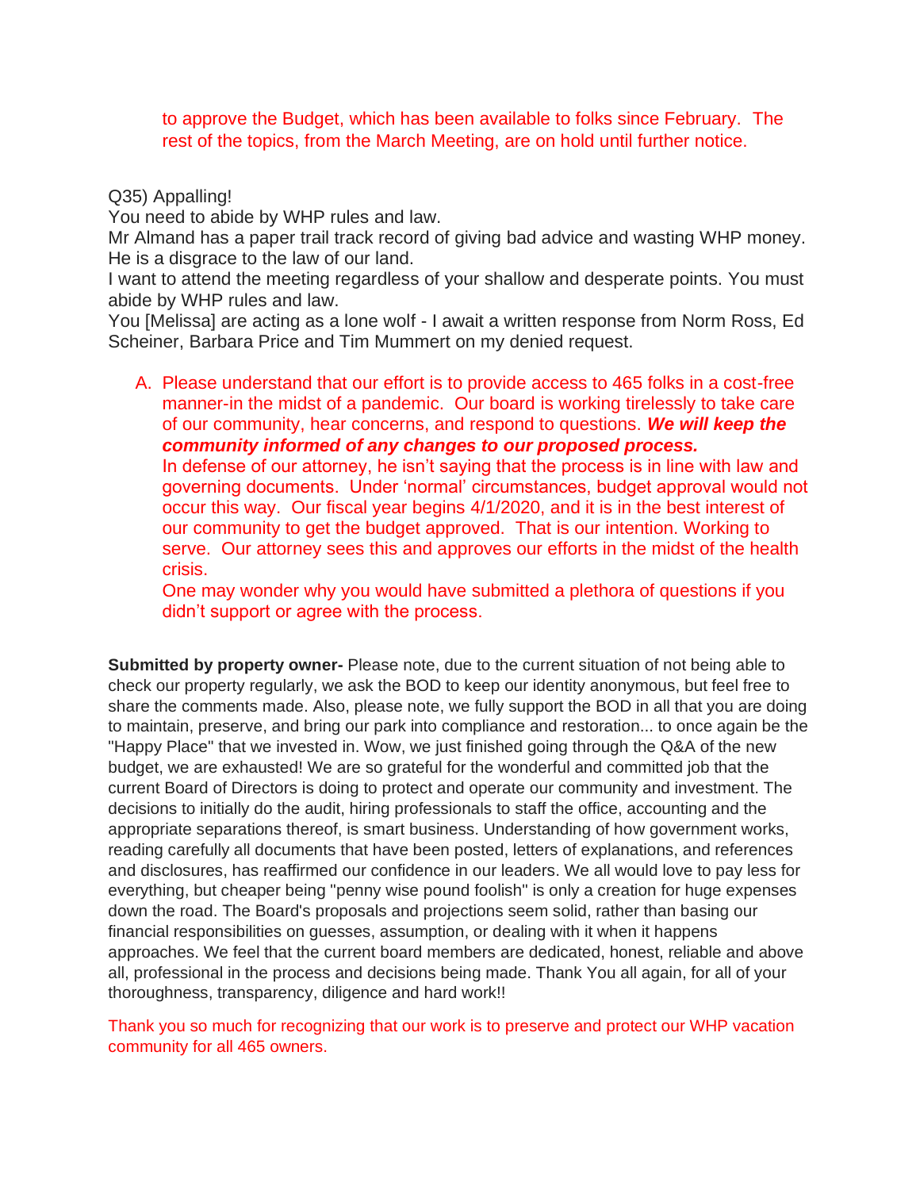to approve the Budget, which has been available to folks since February. The rest of the topics, from the March Meeting, are on hold until further notice.

Q35) Appalling!
You need to abide by WHP rules and law.
Mr Almand has a paper trail track record of giving bad advice and wasting WHP money. He is a disgrace to the law of our land.
I want to attend the meeting regardless of your shallow and desperate points. You must abide by WHP rules and law.
You [Melissa] are acting as a lone wolf - I await a written response from Norm Ross, Ed Scheiner, Barbara Price and Tim Mummert on my denied request.

A. Please understand that our effort is to provide access to 465 folks in a cost-free manner-in the midst of a pandemic. Our board is working tirelessly to take care of our community, hear concerns, and respond to questions. ***We will keep the community informed of any changes to our proposed process.***
   In defense of our attorney, he isn't saying that the process is in line with law and governing documents. Under 'normal' circumstances, budget approval would not occur this way. Our fiscal year begins 4/1/2020, and it is in the best interest of our community to get the budget approved. That is our intention. Working to serve. Our attorney sees this and approves our efforts in the midst of the health crisis.
   One may wonder why you would have submitted a plethora of questions if you didn't support or agree with the process.

**Submitted by property owner-** Please note, due to the current situation of not being able to check our property regularly, we ask the BOD to keep our identity anonymous, but feel free to share the comments made. Also, please note, we fully support the BOD in all that you are doing to maintain, preserve, and bring our park into compliance and restoration... to once again be the "Happy Place" that we invested in. Wow, we just finished going through the Q&A of the new budget, we are exhausted! We are so grateful for the wonderful and committed job that the current Board of Directors is doing to protect and operate our community and investment. The decisions to initially do the audit, hiring professionals to staff the office, accounting and the appropriate separations thereof, is smart business. Understanding of how government works, reading carefully all documents that have been posted, letters of explanations, and references and disclosures, has reaffirmed our confidence in our leaders. We all would love to pay less for everything, but cheaper being "penny wise pound foolish" is only a creation for huge expenses down the road. The Board's proposals and projections seem solid, rather than basing our financial responsibilities on guesses, assumption, or dealing with it when it happens approaches. We feel that the current board members are dedicated, honest, reliable and above all, professional in the process and decisions being made. Thank You all again, for all of your thoroughness, transparency, diligence and hard work!!

Thank you so much for recognizing that our work is to preserve and protect our WHP vacation community for all 465 owners.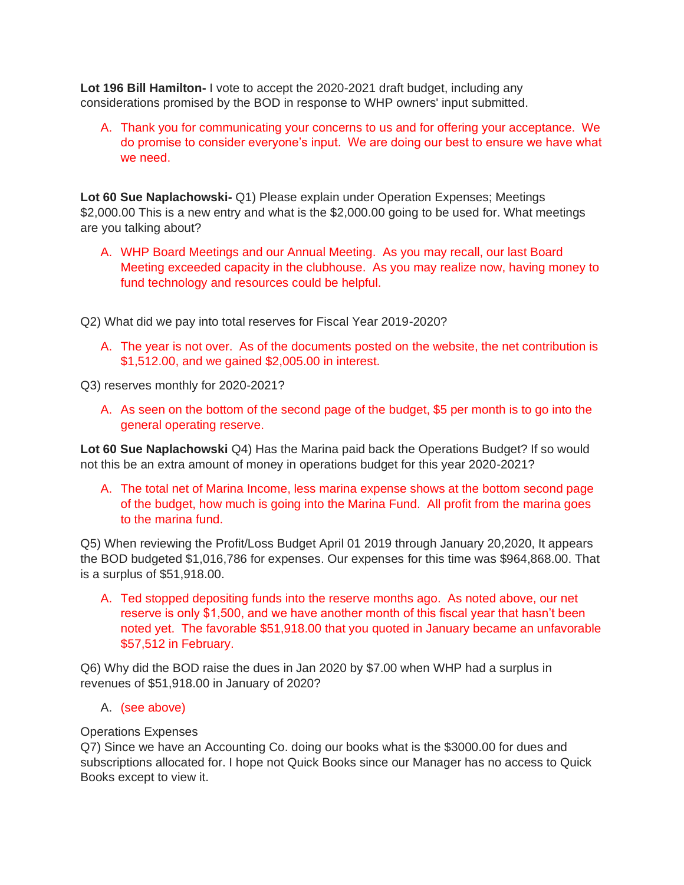**Lot 196 Bill Hamilton-** I vote to accept the 2020-2021 draft budget, including any considerations promised by the BOD in response to WHP owners' input submitted.

A. Thank you for communicating your concerns to us and for offering your acceptance. We do promise to consider everyone's input. We are doing our best to ensure we have what we need.

**Lot 60 Sue Naplachowski-** Q1) Please explain under Operation Expenses; Meetings $2,000.00 This is a new entry and what is the $2,000.00 going to be used for. What meetings are you talking about?

A. WHP Board Meetings and our Annual Meeting. As you may recall, our last Board Meeting exceeded capacity in the clubhouse. As you may realize now, having money to fund technology and resources could be helpful.

Q2) What did we pay into total reserves for Fiscal Year 2019-2020?

A. The year is not over. As of the documents posted on the website, the net contribution is $1,512.00, and we gained $2,005.00 in interest.

Q3) reserves monthly for 2020-2021?

A. As seen on the bottom of the second page of the budget, $5 per month is to go into the general operating reserve.

**Lot 60 Sue Naplachowski** Q4) Has the Marina paid back the Operations Budget? If so would not this be an extra amount of money in operations budget for this year 2020-2021?

A. The total net of Marina Income, less marina expense shows at the bottom second page of the budget, how much is going into the Marina Fund. All profit from the marina goes to the marina fund.

Q5) When reviewing the Profit/Loss Budget April 01 2019 through January 20,2020, It appears the BOD budgeted $1,016,786 for expenses. Our expenses for this time was $964,868.00. That is a surplus of $51,918.00.

A. Ted stopped depositing funds into the reserve months ago. As noted above, our net reserve is only $1,500, and we have another month of this fiscal year that hasn't been noted yet. The favorable $51,918.00 that you quoted in January became an unfavorable $57,512 in February.

Q6) Why did the BOD raise the dues in Jan 2020 by $7.00 when WHP had a surplus in revenues of $51,918.00 in January of 2020?

A. (see above)

Operations Expenses

Q7) Since we have an Accounting Co. doing our books what is the $3000.00 for dues and subscriptions allocated for. I hope not Quick Books since our Manager has no access to Quick Books except to view it.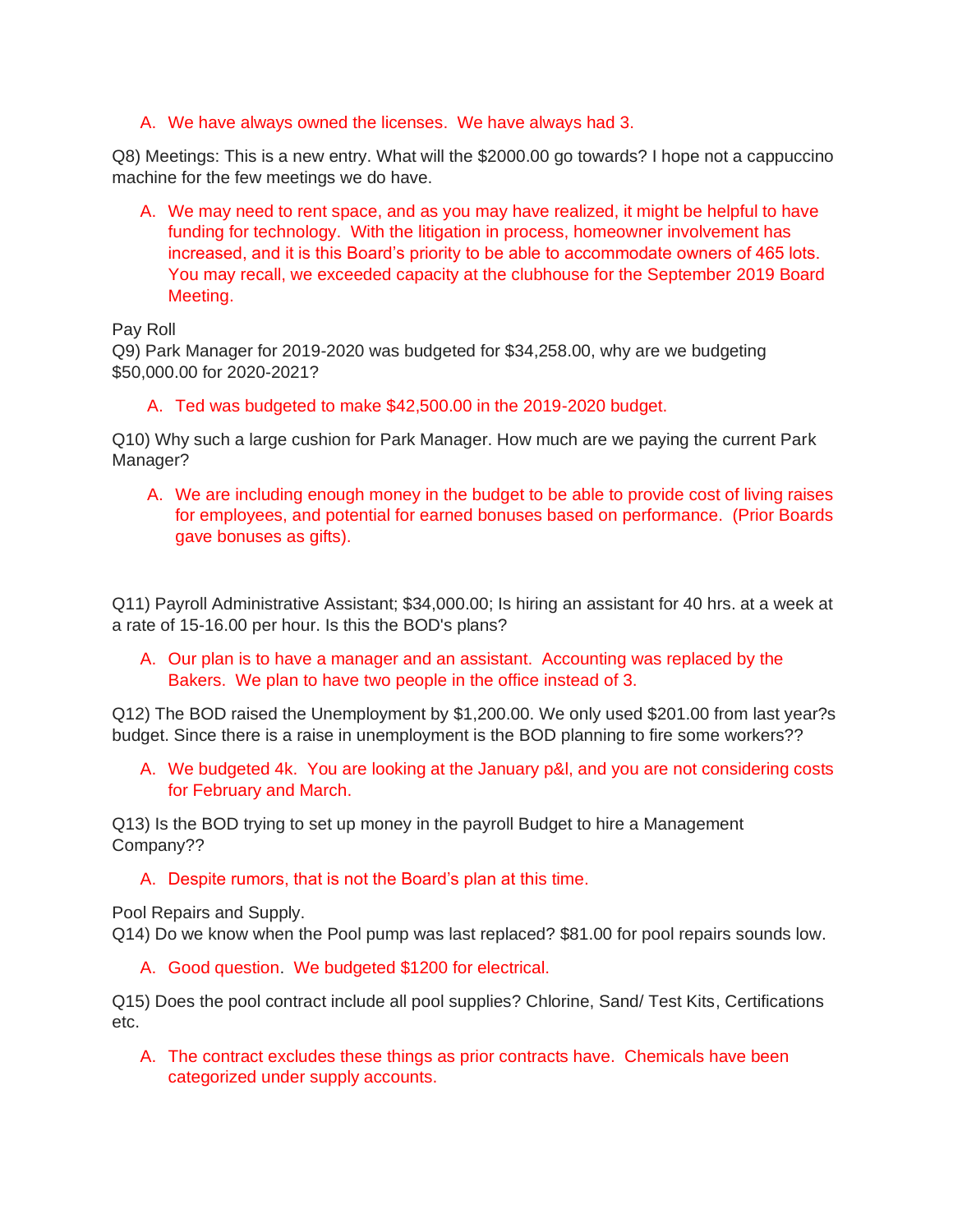A. We have always owned the licenses. We have always had 3.

Q8) Meetings: This is a new entry. What will the $2000.00 go towards? I hope not a cappuccino machine for the few meetings we do have.

A. We may need to rent space, and as you may have realized, it might be helpful to have funding for technology. With the litigation in process, homeowner involvement has increased, and it is this Board's priority to be able to accommodate owners of 465 lots. You may recall, we exceeded capacity at the clubhouse for the September 2019 Board Meeting.

Pay Roll

Q9) Park Manager for 2019-2020 was budgeted for $34,258.00, why are we budgeting $50,000.00 for 2020-2021?

A. Ted was budgeted to make $42,500.00 in the 2019-2020 budget.

Q10) Why such a large cushion for Park Manager. How much are we paying the current Park Manager?

A. We are including enough money in the budget to be able to provide cost of living raises for employees, and potential for earned bonuses based on performance. (Prior Boards gave bonuses as gifts).

Q11) Payroll Administrative Assistant; $34,000.00; Is hiring an assistant for 40 hrs. at a week at a rate of 15-16.00 per hour. Is this the BOD's plans?

A. Our plan is to have a manager and an assistant. Accounting was replaced by the Bakers. We plan to have two people in the office instead of 3.

Q12) The BOD raised the Unemployment by $1,200.00. We only used $201.00 from last year?s budget. Since there is a raise in unemployment is the BOD planning to fire some workers??

A. We budgeted 4k. You are looking at the January p&l, and you are not considering costs for February and March.

Q13) Is the BOD trying to set up money in the payroll Budget to hire a Management Company??

A. Despite rumors, that is not the Board's plan at this time.

Pool Repairs and Supply.

Q14) Do we know when the Pool pump was last replaced? $81.00 for pool repairs sounds low.

A. Good question. We budgeted $1200 for electrical.

Q15) Does the pool contract include all pool supplies? Chlorine, Sand/ Test Kits, Certifications etc.

A. The contract excludes these things as prior contracts have. Chemicals have been categorized under supply accounts.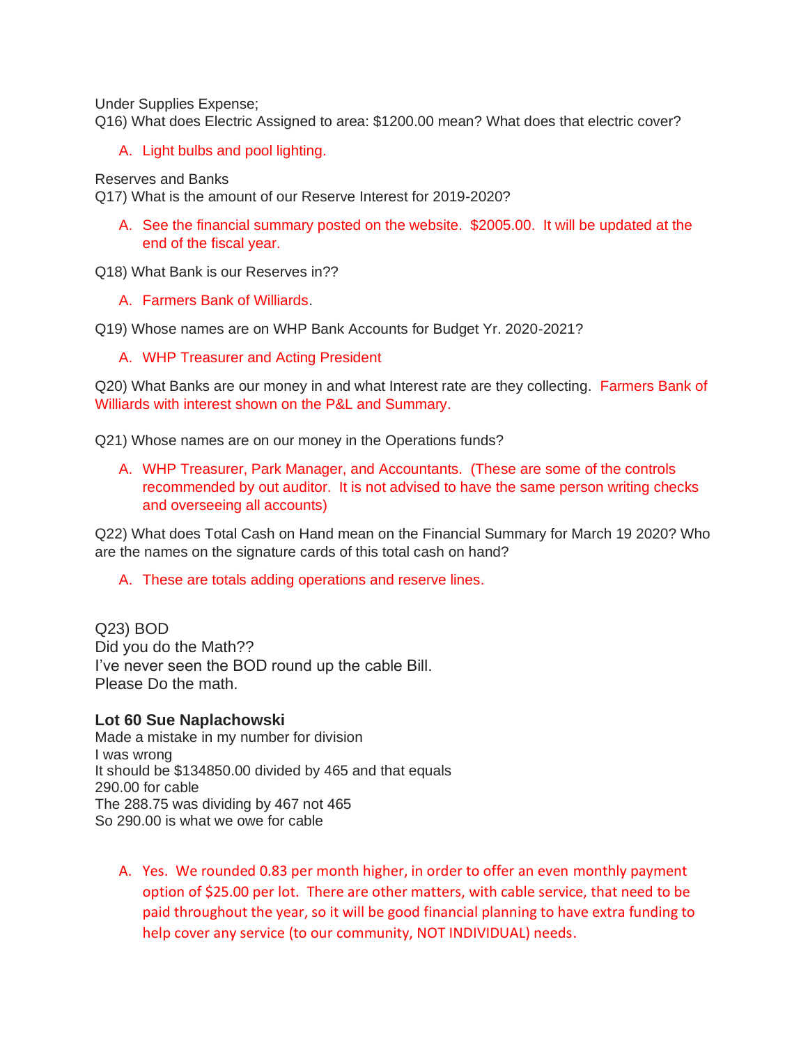Under Supplies Expense;
Q16) What does Electric Assigned to area: $1200.00 mean? What does that electric cover?

A. Light bulbs and pool lighting.

Reserves and Banks
Q17) What is the amount of our Reserve Interest for 2019-2020?

A. See the financial summary posted on the website. $2005.00. It will be updated at the end of the fiscal year.

Q18) What Bank is our Reserves in??

A. Farmers Bank of Williards.

Q19) Whose names are on WHP Bank Accounts for Budget Yr. 2020-2021?

A. WHP Treasurer and Acting President

Q20) What Banks are our money in and what Interest rate are they collecting. Farmers Bank of Williards with interest shown on the P&L and Summary.

Q21) Whose names are on our money in the Operations funds?

A. WHP Treasurer, Park Manager, and Accountants. (These are some of the controls recommended by out auditor. It is not advised to have the same person writing checks and overseeing all accounts)

Q22) What does Total Cash on Hand mean on the Financial Summary for March 19 2020? Who are the names on the signature cards of this total cash on hand?

A. These are totals adding operations and reserve lines.

Q23) BOD
Did you do the Math??
I've never seen the BOD round up the cable Bill.
Please Do the math.

**Lot 60 Sue Naplachowski**
Made a mistake in my number for division
I was wrong
It should be $134850.00 divided by 465 and that equals
290.00 for cable
The 288.75 was dividing by 467 not 465
So 290.00 is what we owe for cable

A. Yes. We rounded 0.83 per month higher, in order to offer an even monthly payment option of $25.00 per lot. There are other matters, with cable service, that need to be paid throughout the year, so it will be good financial planning to have extra funding to help cover any service (to our community, NOT INDIVIDUAL) needs.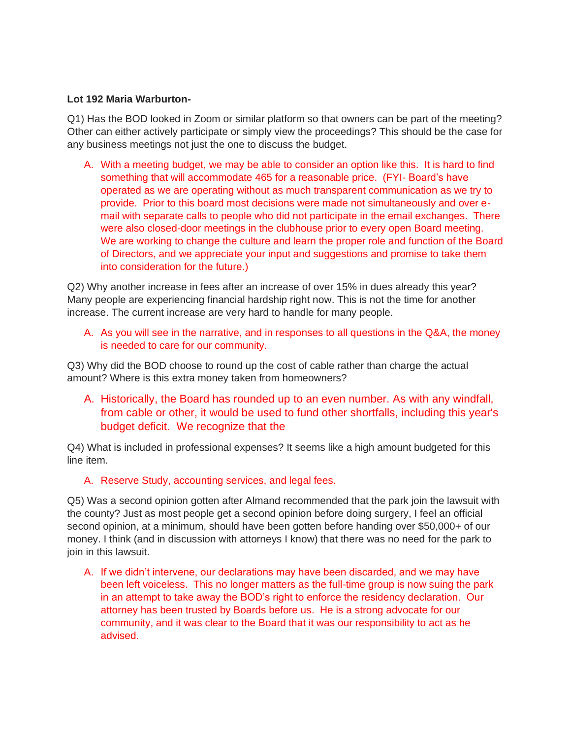**Lot 192 Maria Warburton-**

Q1) Has the BOD looked in Zoom or similar platform so that owners can be part of the meeting? Other can either actively participate or simply view the proceedings? This should be the case for any business meetings not just the one to discuss the budget.

A. With a meeting budget, we may be able to consider an option like this. It is hard to find something that will accommodate 465 for a reasonable price. (FYI- Board's have operated as we are operating without as much transparent communication as we try to provide. Prior to this board most decisions were made not simultaneously and over e-mail with separate calls to people who did not participate in the email exchanges. There were also closed-door meetings in the clubhouse prior to every open Board meeting. We are working to change the culture and learn the proper role and function of the Board of Directors, and we appreciate your input and suggestions and promise to take them into consideration for the future.)

Q2) Why another increase in fees after an increase of over 15% in dues already this year? Many people are experiencing financial hardship right now. This is not the time for another increase. The current increase are very hard to handle for many people.

A. As you will see in the narrative, and in responses to all questions in the Q&A, the money is needed to care for our community.

Q3) Why did the BOD choose to round up the cost of cable rather than charge the actual amount? Where is this extra money taken from homeowners?

A. Historically, the Board has rounded up to an even number. As with any windfall, from cable or other, it would be used to fund other shortfalls, including this year's budget deficit. We recognize that the

Q4) What is included in professional expenses? It seems like a high amount budgeted for this line item.

A. Reserve Study, accounting services, and legal fees.

Q5) Was a second opinion gotten after Almand recommended that the park join the lawsuit with the county? Just as most people get a second opinion before doing surgery, I feel an official second opinion, at a minimum, should have been gotten before handing over $50,000+ of our money. I think (and in discussion with attorneys I know) that there was no need for the park to join in this lawsuit.

A. If we didn't intervene, our declarations may have been discarded, and we may have been left voiceless. This no longer matters as the full-time group is now suing the park in an attempt to take away the BOD's right to enforce the residency declaration. Our attorney has been trusted by Boards before us. He is a strong advocate for our community, and it was clear to the Board that it was our responsibility to act as he advised.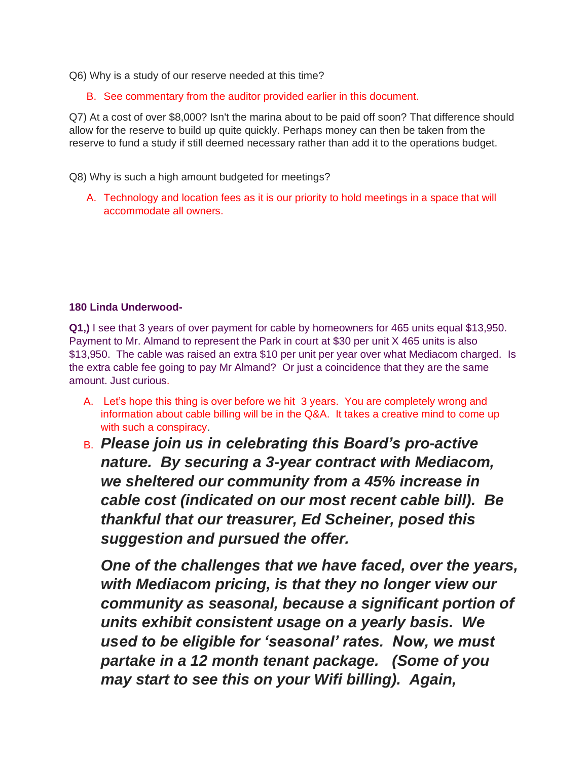Q6) Why is a study of our reserve needed at this time?

B. See commentary from the auditor provided earlier in this document.

Q7) At a cost of over $8,000? Isn't the marina about to be paid off soon? That difference should allow for the reserve to build up quite quickly. Perhaps money can then be taken from the reserve to fund a study if still deemed necessary rather than add it to the operations budget.

Q8) Why is such a high amount budgeted for meetings?

A. Technology and location fees as it is our priority to hold meetings in a space that will accommodate all owners.

**180 Linda Underwood-**

**Q1,)** I see that 3 years of over payment for cable by homeowners for 465 units equal $13,950. Payment to Mr. Almand to represent the Park in court at $30 per unit X 465 units is also $13,950. The cable was raised an extra $10 per unit per year over what Mediacom charged. Is the extra cable fee going to pay Mr Almand? Or just a coincidence that they are the same amount. Just curious.

A. Let's hope this thing is over before we hit 3 years. You are completely wrong and information about cable billing will be in the Q&A. It takes a creative mind to come up with such a conspiracy.

B. ***Please join us in celebrating this Board's pro-active nature. By securing a 3-year contract with Mediacom, we sheltered our community from a 45% increase in cable cost (indicated on our most recent cable bill). Be thankful that our treasurer, Ed Scheiner, posed this suggestion and pursued the offer.***

***One of the challenges that we have faced, over the years, with Mediacom pricing, is that they no longer view our community as seasonal, because a significant portion of units exhibit consistent usage on a yearly basis. We used to be eligible for 'seasonal' rates. Now, we must partake in a 12 month tenant package. (Some of you may start to see this on your Wifi billing). Again,***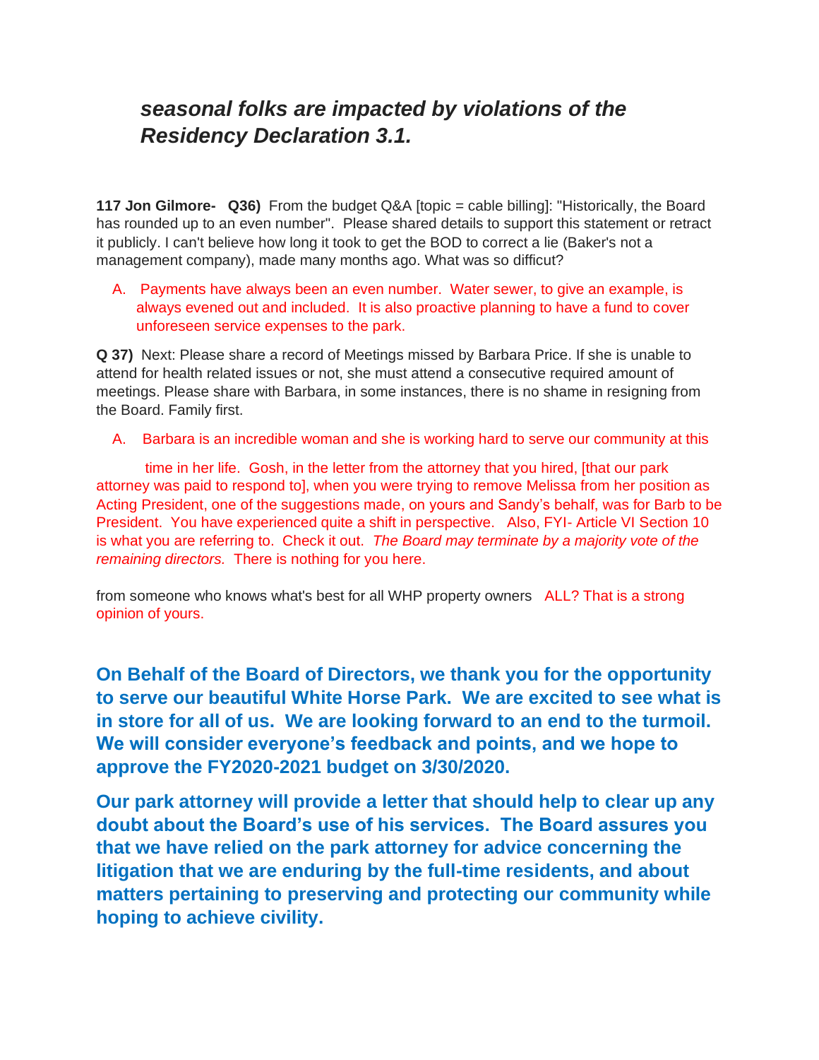***seasonal folks are impacted by violations of the Residency Declaration 3.1.***

**117 Jon Gilmore- Q36)** From the budget Q&A [topic = cable billing]: "Historically, the Board has rounded up to an even number". Please shared details to support this statement or retract it publicly. I can't believe how long it took to get the BOD to correct a lie (Baker's not a management company), made many months ago. What was so difficut?

A. Payments have always been an even number. Water sewer, to give an example, is always evened out and included. It is also proactive planning to have a fund to cover unforeseen service expenses to the park.

**Q 37)** Next: Please share a record of Meetings missed by Barbara Price. If she is unable to attend for health related issues or not, she must attend a consecutive required amount of meetings. Please share with Barbara, in some instances, there is no shame in resigning from the Board. Family first.

A. Barbara is an incredible woman and she is working hard to serve our community at this time in her life. Gosh, in the letter from the attorney that you hired, [that our park attorney was paid to respond to], when you were trying to remove Melissa from her position as Acting President, one of the suggestions made, on yours and Sandy's behalf, was for Barb to be President. You have experienced quite a shift in perspective. Also, FYI- Article VI Section 10 is what you are referring to. Check it out. *The Board may terminate by a majority vote of the remaining directors.* There is nothing for you here.

from someone who knows what's best for all WHP property owners ALL? That is a strong opinion of yours.

**On Behalf of the Board of Directors, we thank you for the opportunity to serve our beautiful White Horse Park. We are excited to see what is in store for all of us. We are looking forward to an end to the turmoil. We will consider everyone's feedback and points, and we hope to approve the FY2020-2021 budget on 3/30/2020.**

**Our park attorney will provide a letter that should help to clear up any doubt about the Board's use of his services. The Board assures you that we have relied on the park attorney for advice concerning the litigation that we are enduring by the full-time residents, and about matters pertaining to preserving and protecting our community while hoping to achieve civility.**